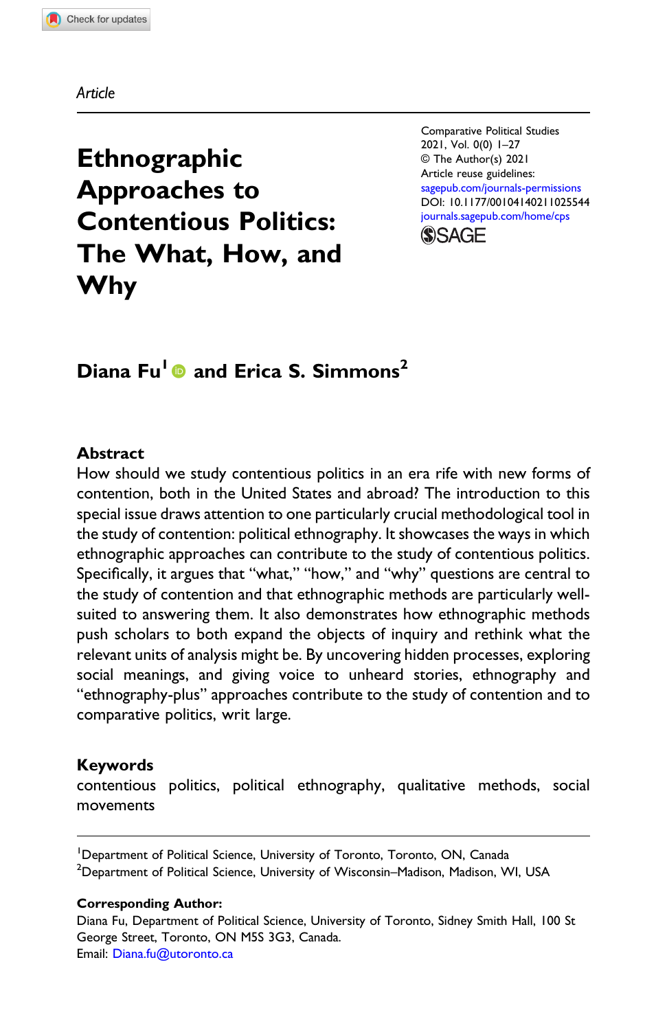Article

# Ethnographic Approaches to Contentious Politics: The What, How, and Why

Comparative Political Studies
2021, Vol. 0(0) 1–27
© The Author(s) 2021
Article reuse guidelines:
sagepub.com/journals-permissions
DOI: 10.1177/00104140211025544
journals.sagepub.com/home/cps

**Diana Fu[1] and Erica S. Simmons[2]**

## Abstract

How should we study contentious politics in an era rife with new forms of contention, both in the United States and abroad? The introduction to this special issue draws attention to one particularly crucial methodological tool in the study of contention: political ethnography. It showcases the ways in which ethnographic approaches can contribute to the study of contentious politics. Specifically, it argues that "what," "how," and "why" questions are central to the study of contention and that ethnographic methods are particularly well-suited to answering them. It also demonstrates how ethnographic methods push scholars to both expand the objects of inquiry and rethink what the relevant units of analysis might be. By uncovering hidden processes, exploring social meanings, and giving voice to unheard stories, ethnography and "ethnography-plus" approaches contribute to the study of contention and to comparative politics, writ large.

## Keywords

contentious politics, political ethnography, qualitative methods, social movements

[1]Department of Political Science, University of Toronto, Toronto, ON, Canada
[2]Department of Political Science, University of Wisconsin–Madison, Madison, WI, USA

**Corresponding Author:**
Diana Fu, Department of Political Science, University of Toronto, Sidney Smith Hall, 100 St George Street, Toronto, ON M5S 3G3, Canada.
Email: Diana.fu@utoronto.ca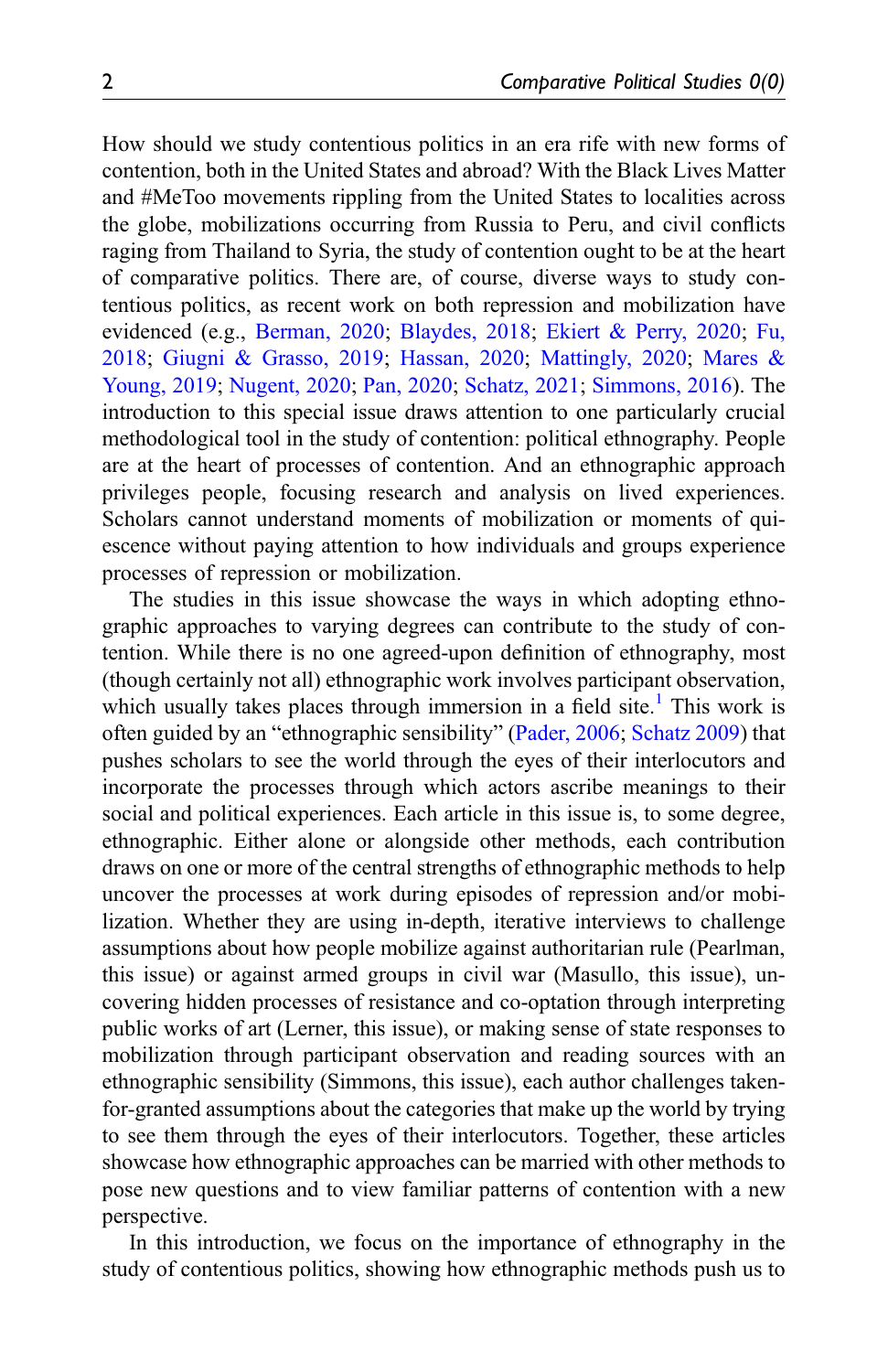How should we study contentious politics in an era rife with new forms of contention, both in the United States and abroad? With the Black Lives Matter and #MeToo movements rippling from the United States to localities across the globe, mobilizations occurring from Russia to Peru, and civil conflicts raging from Thailand to Syria, the study of contention ought to be at the heart of comparative politics. There are, of course, diverse ways to study contentious politics, as recent work on both repression and mobilization have evidenced (e.g., Berman, 2020; Blaydes, 2018; Ekiert & Perry, 2020; Fu, 2018; Giugni & Grasso, 2019; Hassan, 2020; Mattingly, 2020; Mares & Young, 2019; Nugent, 2020; Pan, 2020; Schatz, 2021; Simmons, 2016). The introduction to this special issue draws attention to one particularly crucial methodological tool in the study of contention: political ethnography. People are at the heart of processes of contention. And an ethnographic approach privileges people, focusing research and analysis on lived experiences. Scholars cannot understand moments of mobilization or moments of quiescence without paying attention to how individuals and groups experience processes of repression or mobilization.

The studies in this issue showcase the ways in which adopting ethnographic approaches to varying degrees can contribute to the study of contention. While there is no one agreed-upon definition of ethnography, most (though certainly not all) ethnographic work involves participant observation, which usually takes places through immersion in a field site.[1] This work is often guided by an "ethnographic sensibility" (Pader, 2006; Schatz 2009) that pushes scholars to see the world through the eyes of their interlocutors and incorporate the processes through which actors ascribe meanings to their social and political experiences. Each article in this issue is, to some degree, ethnographic. Either alone or alongside other methods, each contribution draws on one or more of the central strengths of ethnographic methods to help uncover the processes at work during episodes of repression and/or mobilization. Whether they are using in-depth, iterative interviews to challenge assumptions about how people mobilize against authoritarian rule (Pearlman, this issue) or against armed groups in civil war (Masullo, this issue), uncovering hidden processes of resistance and co-optation through interpreting public works of art (Lerner, this issue), or making sense of state responses to mobilization through participant observation and reading sources with an ethnographic sensibility (Simmons, this issue), each author challenges taken-for-granted assumptions about the categories that make up the world by trying to see them through the eyes of their interlocutors. Together, these articles showcase how ethnographic approaches can be married with other methods to pose new questions and to view familiar patterns of contention with a new perspective.

In this introduction, we focus on the importance of ethnography in the study of contentious politics, showing how ethnographic methods push us to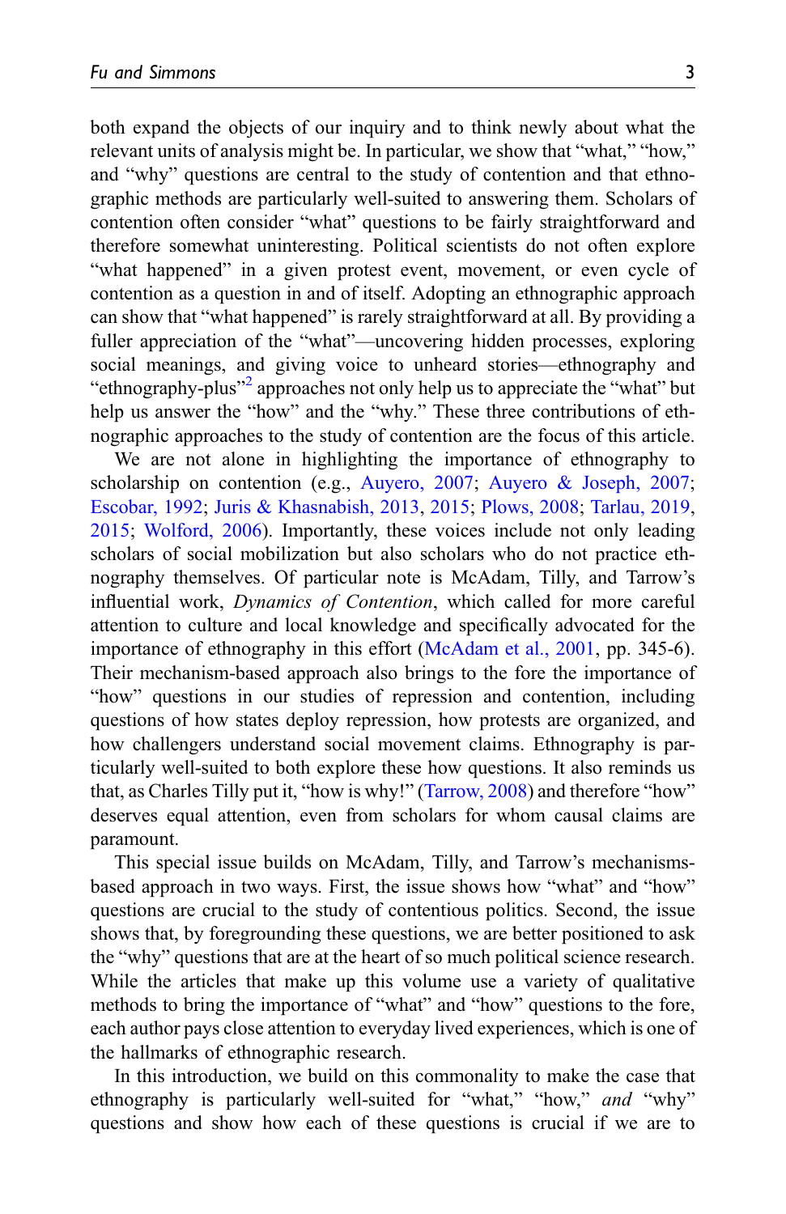both expand the objects of our inquiry and to think newly about what the relevant units of analysis might be. In particular, we show that "what," "how," and "why" questions are central to the study of contention and that ethnographic methods are particularly well-suited to answering them. Scholars of contention often consider "what" questions to be fairly straightforward and therefore somewhat uninteresting. Political scientists do not often explore "what happened" in a given protest event, movement, or even cycle of contention as a question in and of itself. Adopting an ethnographic approach can show that "what happened" is rarely straightforward at all. By providing a fuller appreciation of the "what"—uncovering hidden processes, exploring social meanings, and giving voice to unheard stories—ethnography and "ethnography-plus"[2] approaches not only help us to appreciate the "what" but help us answer the "how" and the "why." These three contributions of ethnographic approaches to the study of contention are the focus of this article.

We are not alone in highlighting the importance of ethnography to scholarship on contention (e.g., Auyero, 2007; Auyero & Joseph, 2007; Escobar, 1992; Juris & Khasnabish, 2013, 2015; Plows, 2008; Tarlau, 2019, 2015; Wolford, 2006). Importantly, these voices include not only leading scholars of social mobilization but also scholars who do not practice ethnography themselves. Of particular note is McAdam, Tilly, and Tarrow's influential work, *Dynamics of Contention*, which called for more careful attention to culture and local knowledge and specifically advocated for the importance of ethnography in this effort (McAdam et al., 2001, pp. 345-6). Their mechanism-based approach also brings to the fore the importance of "how" questions in our studies of repression and contention, including questions of how states deploy repression, how protests are organized, and how challengers understand social movement claims. Ethnography is particularly well-suited to both explore these how questions. It also reminds us that, as Charles Tilly put it, "how is why!" (Tarrow, 2008) and therefore "how" deserves equal attention, even from scholars for whom causal claims are paramount.

This special issue builds on McAdam, Tilly, and Tarrow's mechanisms-based approach in two ways. First, the issue shows how "what" and "how" questions are crucial to the study of contentious politics. Second, the issue shows that, by foregrounding these questions, we are better positioned to ask the "why" questions that are at the heart of so much political science research. While the articles that make up this volume use a variety of qualitative methods to bring the importance of "what" and "how" questions to the fore, each author pays close attention to everyday lived experiences, which is one of the hallmarks of ethnographic research.

In this introduction, we build on this commonality to make the case that ethnography is particularly well-suited for "what," "how," *and* "why" questions and show how each of these questions is crucial if we are to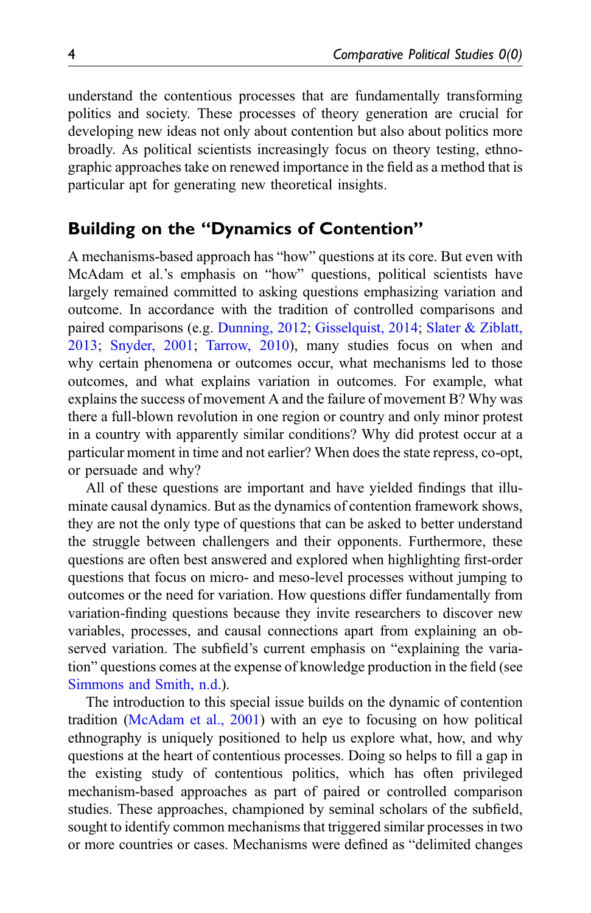understand the contentious processes that are fundamentally transforming politics and society. These processes of theory generation are crucial for developing new ideas not only about contention but also about politics more broadly. As political scientists increasingly focus on theory testing, ethnographic approaches take on renewed importance in the field as a method that is particular apt for generating new theoretical insights.

## Building on the "Dynamics of Contention"

A mechanisms-based approach has "how" questions at its core. But even with McAdam et al.'s emphasis on "how" questions, political scientists have largely remained committed to asking questions emphasizing variation and outcome. In accordance with the tradition of controlled comparisons and paired comparisons (e.g. Dunning, 2012; Gisselquist, 2014; Slater & Ziblatt, 2013; Snyder, 2001; Tarrow, 2010), many studies focus on when and why certain phenomena or outcomes occur, what mechanisms led to those outcomes, and what explains variation in outcomes. For example, what explains the success of movement A and the failure of movement B? Why was there a full-blown revolution in one region or country and only minor protest in a country with apparently similar conditions? Why did protest occur at a particular moment in time and not earlier? When does the state repress, co-opt, or persuade and why?

All of these questions are important and have yielded findings that illuminate causal dynamics. But as the dynamics of contention framework shows, they are not the only type of questions that can be asked to better understand the struggle between challengers and their opponents. Furthermore, these questions are often best answered and explored when highlighting first-order questions that focus on micro- and meso-level processes without jumping to outcomes or the need for variation. How questions differ fundamentally from variation-finding questions because they invite researchers to discover new variables, processes, and causal connections apart from explaining an observed variation. The subfield's current emphasis on "explaining the variation" questions comes at the expense of knowledge production in the field (see Simmons and Smith, n.d.).

The introduction to this special issue builds on the dynamic of contention tradition (McAdam et al., 2001) with an eye to focusing on how political ethnography is uniquely positioned to help us explore what, how, and why questions at the heart of contentious processes. Doing so helps to fill a gap in the existing study of contentious politics, which has often privileged mechanism-based approaches as part of paired or controlled comparison studies. These approaches, championed by seminal scholars of the subfield, sought to identify common mechanisms that triggered similar processes in two or more countries or cases. Mechanisms were defined as "delimited changes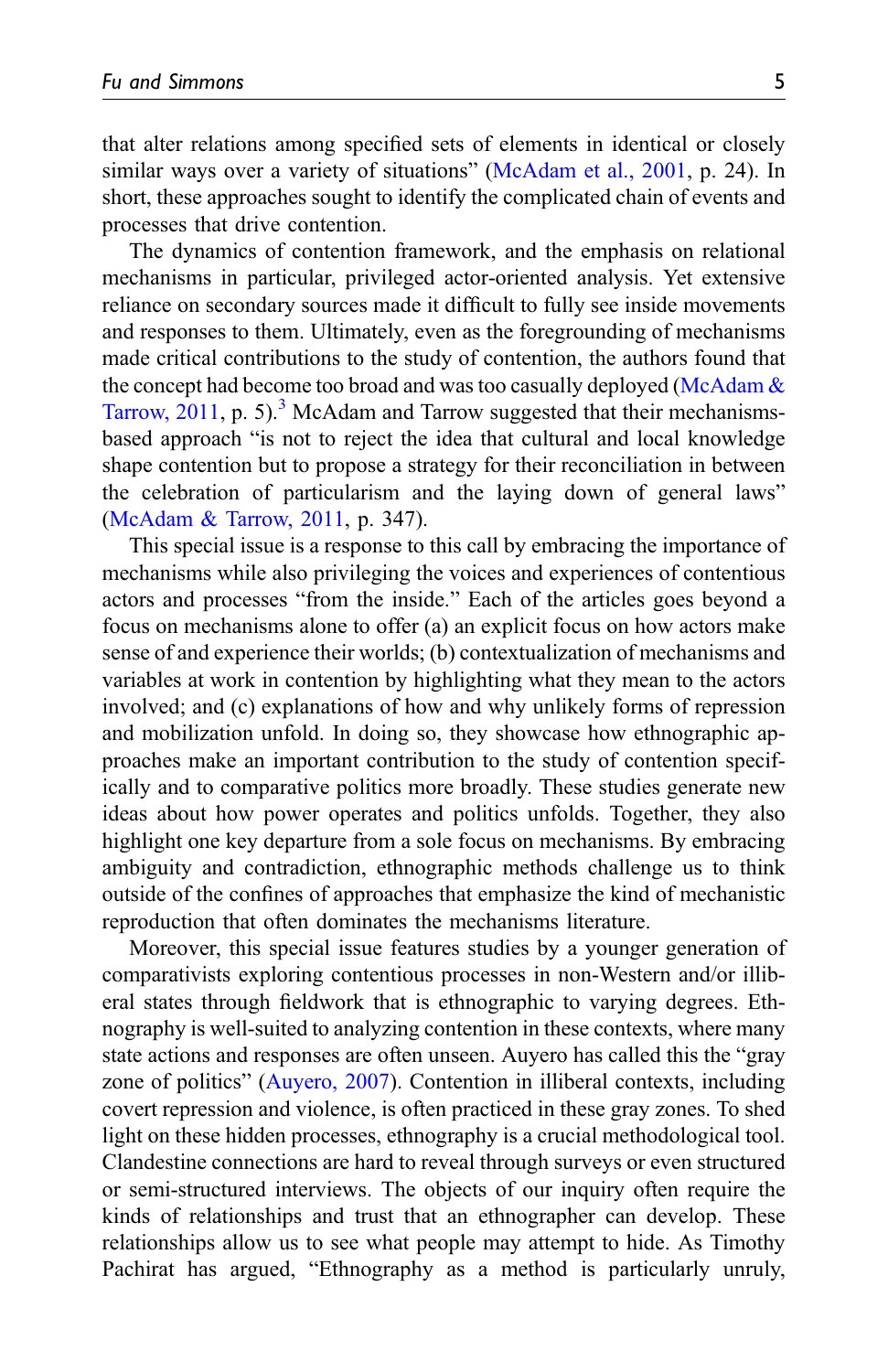that alter relations among specified sets of elements in identical or closely similar ways over a variety of situations" (McAdam et al., 2001, p. 24). In short, these approaches sought to identify the complicated chain of events and processes that drive contention.

The dynamics of contention framework, and the emphasis on relational mechanisms in particular, privileged actor-oriented analysis. Yet extensive reliance on secondary sources made it difficult to fully see inside movements and responses to them. Ultimately, even as the foregrounding of mechanisms made critical contributions to the study of contention, the authors found that the concept had become too broad and was too casually deployed (McAdam & Tarrow, 2011, p. 5).[3] McAdam and Tarrow suggested that their mechanisms-based approach "is not to reject the idea that cultural and local knowledge shape contention but to propose a strategy for their reconciliation in between the celebration of particularism and the laying down of general laws" (McAdam & Tarrow, 2011, p. 347).

This special issue is a response to this call by embracing the importance of mechanisms while also privileging the voices and experiences of contentious actors and processes "from the inside." Each of the articles goes beyond a focus on mechanisms alone to offer (a) an explicit focus on how actors make sense of and experience their worlds; (b) contextualization of mechanisms and variables at work in contention by highlighting what they mean to the actors involved; and (c) explanations of how and why unlikely forms of repression and mobilization unfold. In doing so, they showcase how ethnographic approaches make an important contribution to the study of contention specifically and to comparative politics more broadly. These studies generate new ideas about how power operates and politics unfolds. Together, they also highlight one key departure from a sole focus on mechanisms. By embracing ambiguity and contradiction, ethnographic methods challenge us to think outside of the confines of approaches that emphasize the kind of mechanistic reproduction that often dominates the mechanisms literature.

Moreover, this special issue features studies by a younger generation of comparativists exploring contentious processes in non-Western and/or illiberal states through fieldwork that is ethnographic to varying degrees. Ethnography is well-suited to analyzing contention in these contexts, where many state actions and responses are often unseen. Auyero has called this the "gray zone of politics" (Auyero, 2007). Contention in illiberal contexts, including covert repression and violence, is often practiced in these gray zones. To shed light on these hidden processes, ethnography is a crucial methodological tool. Clandestine connections are hard to reveal through surveys or even structured or semi-structured interviews. The objects of our inquiry often require the kinds of relationships and trust that an ethnographer can develop. These relationships allow us to see what people may attempt to hide. As Timothy Pachirat has argued, "Ethnography as a method is particularly unruly,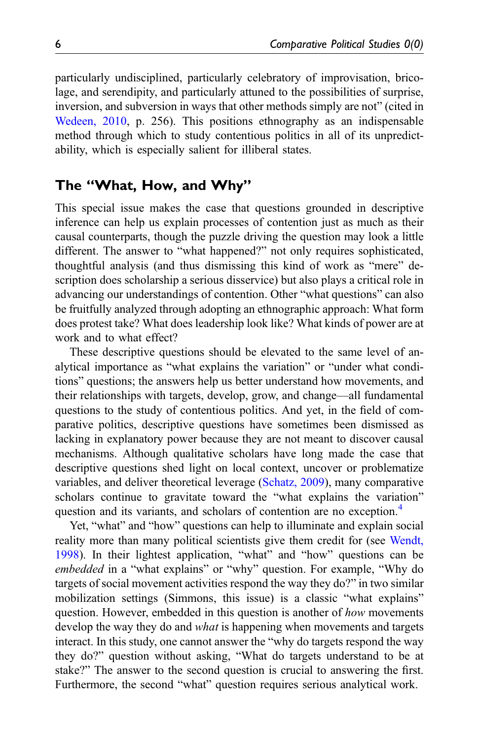particularly undisciplined, particularly celebratory of improvisation, bricolage, and serendipity, and particularly attuned to the possibilities of surprise, inversion, and subversion in ways that other methods simply are not" (cited in Wedeen, 2010, p. 256). This positions ethnography as an indispensable method through which to study contentious politics in all of its unpredictability, which is especially salient for illiberal states.

## The "What, How, and Why"

This special issue makes the case that questions grounded in descriptive inference can help us explain processes of contention just as much as their causal counterparts, though the puzzle driving the question may look a little different. The answer to "what happened?" not only requires sophisticated, thoughtful analysis (and thus dismissing this kind of work as "mere" description does scholarship a serious disservice) but also plays a critical role in advancing our understandings of contention. Other "what questions" can also be fruitfully analyzed through adopting an ethnographic approach: What form does protest take? What does leadership look like? What kinds of power are at work and to what effect?

These descriptive questions should be elevated to the same level of analytical importance as "what explains the variation" or "under what conditions" questions; the answers help us better understand how movements, and their relationships with targets, develop, grow, and change—all fundamental questions to the study of contentious politics. And yet, in the field of comparative politics, descriptive questions have sometimes been dismissed as lacking in explanatory power because they are not meant to discover causal mechanisms. Although qualitative scholars have long made the case that descriptive questions shed light on local context, uncover or problematize variables, and deliver theoretical leverage (Schatz, 2009), many comparative scholars continue to gravitate toward the "what explains the variation" question and its variants, and scholars of contention are no exception.[4]

Yet, "what" and "how" questions can help to illuminate and explain social reality more than many political scientists give them credit for (see Wendt, 1998). In their lightest application, "what" and "how" questions can be *embedded* in a "what explains" or "why" question. For example, "Why do targets of social movement activities respond the way they do?" in two similar mobilization settings (Simmons, this issue) is a classic "what explains" question. However, embedded in this question is another of *how* movements develop the way they do and *what* is happening when movements and targets interact. In this study, one cannot answer the "why do targets respond the way they do?" question without asking, "What do targets understand to be at stake?" The answer to the second question is crucial to answering the first. Furthermore, the second "what" question requires serious analytical work.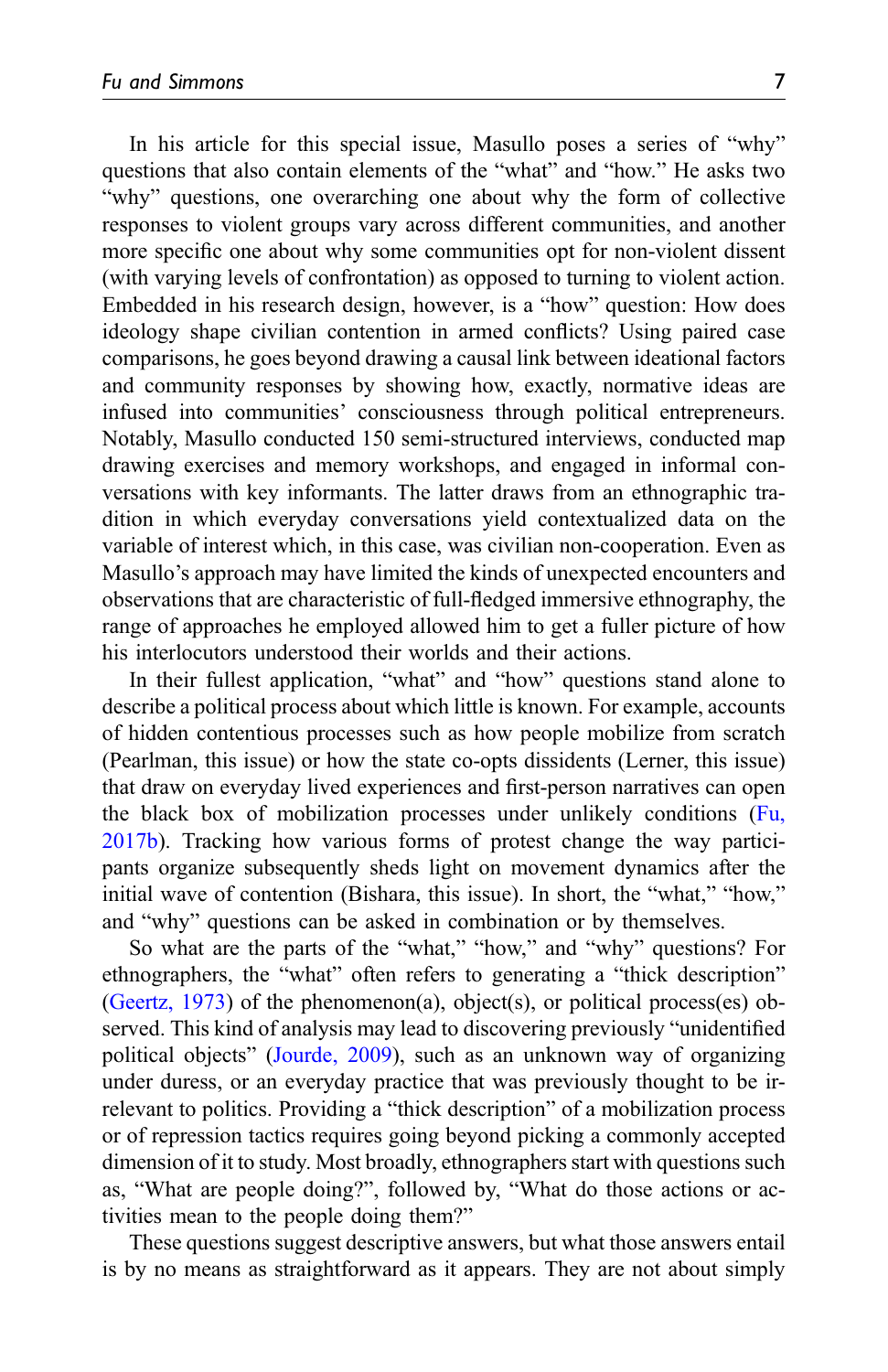In his article for this special issue, Masullo poses a series of "why" questions that also contain elements of the "what" and "how." He asks two "why" questions, one overarching one about why the form of collective responses to violent groups vary across different communities, and another more specific one about why some communities opt for non-violent dissent (with varying levels of confrontation) as opposed to turning to violent action. Embedded in his research design, however, is a "how" question: How does ideology shape civilian contention in armed conflicts? Using paired case comparisons, he goes beyond drawing a causal link between ideational factors and community responses by showing how, exactly, normative ideas are infused into communities' consciousness through political entrepreneurs. Notably, Masullo conducted 150 semi-structured interviews, conducted map drawing exercises and memory workshops, and engaged in informal conversations with key informants. The latter draws from an ethnographic tradition in which everyday conversations yield contextualized data on the variable of interest which, in this case, was civilian non-cooperation. Even as Masullo's approach may have limited the kinds of unexpected encounters and observations that are characteristic of full-fledged immersive ethnography, the range of approaches he employed allowed him to get a fuller picture of how his interlocutors understood their worlds and their actions.

In their fullest application, "what" and "how" questions stand alone to describe a political process about which little is known. For example, accounts of hidden contentious processes such as how people mobilize from scratch (Pearlman, this issue) or how the state co-opts dissidents (Lerner, this issue) that draw on everyday lived experiences and first-person narratives can open the black box of mobilization processes under unlikely conditions (Fu, 2017b). Tracking how various forms of protest change the way participants organize subsequently sheds light on movement dynamics after the initial wave of contention (Bishara, this issue). In short, the "what," "how," and "why" questions can be asked in combination or by themselves.

So what are the parts of the "what," "how," and "why" questions? For ethnographers, the "what" often refers to generating a "thick description" (Geertz, 1973) of the phenomenon(a), object(s), or political process(es) observed. This kind of analysis may lead to discovering previously "unidentified political objects" (Jourde, 2009), such as an unknown way of organizing under duress, or an everyday practice that was previously thought to be irrelevant to politics. Providing a "thick description" of a mobilization process or of repression tactics requires going beyond picking a commonly accepted dimension of it to study. Most broadly, ethnographers start with questions such as, "What are people doing?", followed by, "What do those actions or activities mean to the people doing them?"

These questions suggest descriptive answers, but what those answers entail is by no means as straightforward as it appears. They are not about simply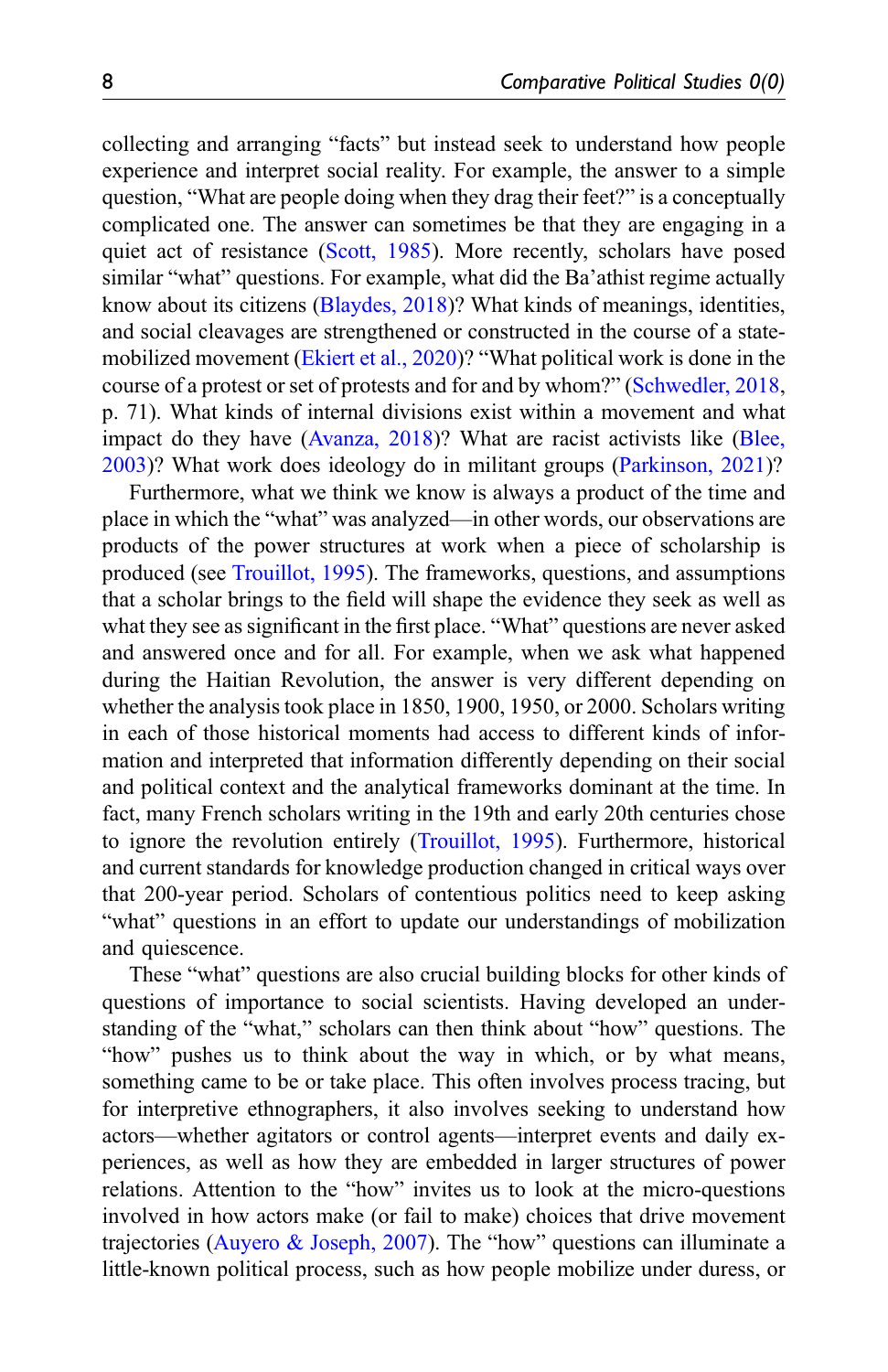collecting and arranging "facts" but instead seek to understand how people experience and interpret social reality. For example, the answer to a simple question, "What are people doing when they drag their feet?" is a conceptually complicated one. The answer can sometimes be that they are engaging in a quiet act of resistance (Scott, 1985). More recently, scholars have posed similar "what" questions. For example, what did the Ba'athist regime actually know about its citizens (Blaydes, 2018)? What kinds of meanings, identities, and social cleavages are strengthened or constructed in the course of a state-mobilized movement (Ekiert et al., 2020)? "What political work is done in the course of a protest or set of protests and for and by whom?" (Schwedler, 2018, p. 71). What kinds of internal divisions exist within a movement and what impact do they have (Avanza, 2018)? What are racist activists like (Blee, 2003)? What work does ideology do in militant groups (Parkinson, 2021)?

Furthermore, what we think we know is always a product of the time and place in which the "what" was analyzed—in other words, our observations are products of the power structures at work when a piece of scholarship is produced (see Trouillot, 1995). The frameworks, questions, and assumptions that a scholar brings to the field will shape the evidence they seek as well as what they see as significant in the first place. "What" questions are never asked and answered once and for all. For example, when we ask what happened during the Haitian Revolution, the answer is very different depending on whether the analysis took place in 1850, 1900, 1950, or 2000. Scholars writing in each of those historical moments had access to different kinds of information and interpreted that information differently depending on their social and political context and the analytical frameworks dominant at the time. In fact, many French scholars writing in the 19th and early 20th centuries chose to ignore the revolution entirely (Trouillot, 1995). Furthermore, historical and current standards for knowledge production changed in critical ways over that 200-year period. Scholars of contentious politics need to keep asking "what" questions in an effort to update our understandings of mobilization and quiescence.

These "what" questions are also crucial building blocks for other kinds of questions of importance to social scientists. Having developed an understanding of the "what," scholars can then think about "how" questions. The "how" pushes us to think about the way in which, or by what means, something came to be or take place. This often involves process tracing, but for interpretive ethnographers, it also involves seeking to understand how actors—whether agitators or control agents—interpret events and daily experiences, as well as how they are embedded in larger structures of power relations. Attention to the "how" invites us to look at the micro-questions involved in how actors make (or fail to make) choices that drive movement trajectories (Auyero & Joseph, 2007). The "how" questions can illuminate a little-known political process, such as how people mobilize under duress, or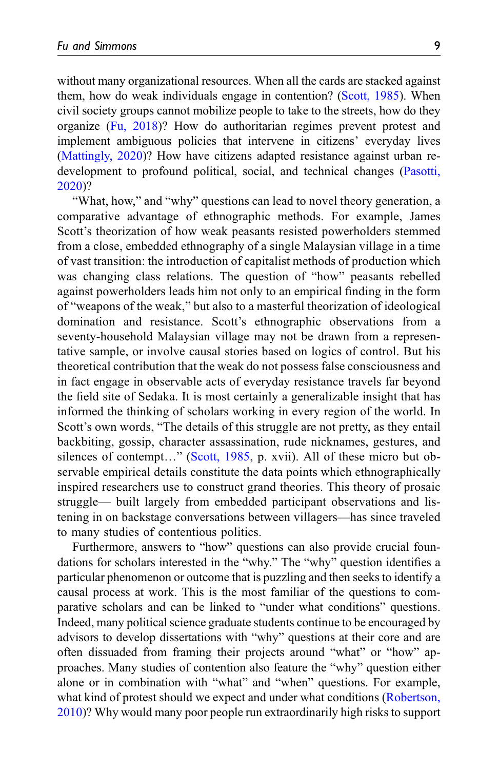without many organizational resources. When all the cards are stacked against them, how do weak individuals engage in contention? (Scott, 1985). When civil society groups cannot mobilize people to take to the streets, how do they organize (Fu, 2018)? How do authoritarian regimes prevent protest and implement ambiguous policies that intervene in citizens' everyday lives (Mattingly, 2020)? How have citizens adapted resistance against urban redevelopment to profound political, social, and technical changes (Pasotti, 2020)?

"What, how," and "why" questions can lead to novel theory generation, a comparative advantage of ethnographic methods. For example, James Scott's theorization of how weak peasants resisted powerholders stemmed from a close, embedded ethnography of a single Malaysian village in a time of vast transition: the introduction of capitalist methods of production which was changing class relations. The question of "how" peasants rebelled against powerholders leads him not only to an empirical finding in the form of "weapons of the weak," but also to a masterful theorization of ideological domination and resistance. Scott's ethnographic observations from a seventy-household Malaysian village may not be drawn from a representative sample, or involve causal stories based on logics of control. But his theoretical contribution that the weak do not possess false consciousness and in fact engage in observable acts of everyday resistance travels far beyond the field site of Sedaka. It is most certainly a generalizable insight that has informed the thinking of scholars working in every region of the world. In Scott's own words, "The details of this struggle are not pretty, as they entail backbiting, gossip, character assassination, rude nicknames, gestures, and silences of contempt…" (Scott, 1985, p. xvii). All of these micro but observable empirical details constitute the data points which ethnographically inspired researchers use to construct grand theories. This theory of prosaic struggle— built largely from embedded participant observations and listening in on backstage conversations between villagers—has since traveled to many studies of contentious politics.

Furthermore, answers to "how" questions can also provide crucial foundations for scholars interested in the "why." The "why" question identifies a particular phenomenon or outcome that is puzzling and then seeks to identify a causal process at work. This is the most familiar of the questions to comparative scholars and can be linked to "under what conditions" questions. Indeed, many political science graduate students continue to be encouraged by advisors to develop dissertations with "why" questions at their core and are often dissuaded from framing their projects around "what" or "how" approaches. Many studies of contention also feature the "why" question either alone or in combination with "what" and "when" questions. For example, what kind of protest should we expect and under what conditions (Robertson, 2010)? Why would many poor people run extraordinarily high risks to support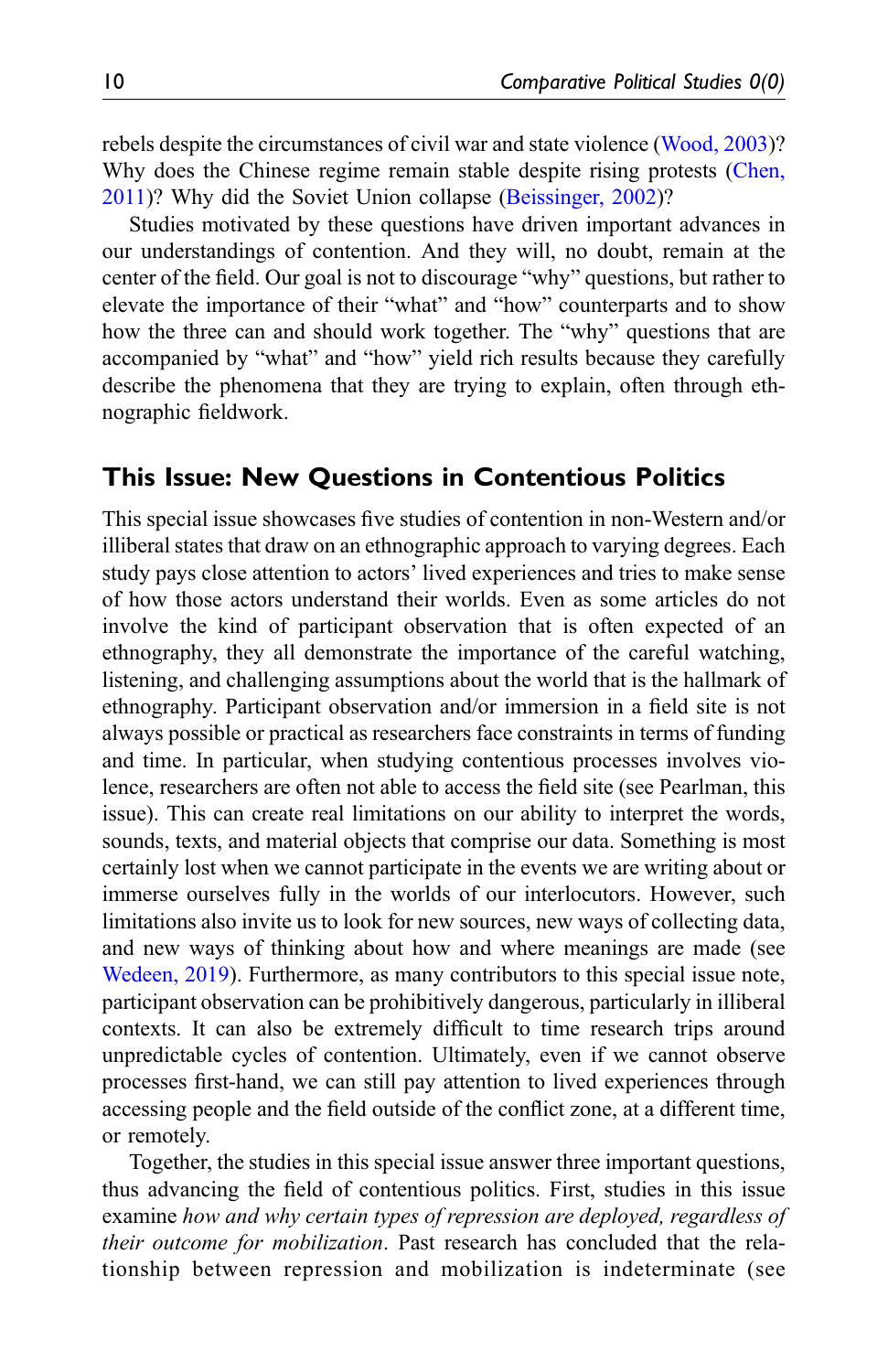rebels despite the circumstances of civil war and state violence (Wood, 2003)? Why does the Chinese regime remain stable despite rising protests (Chen, 2011)? Why did the Soviet Union collapse (Beissinger, 2002)?

Studies motivated by these questions have driven important advances in our understandings of contention. And they will, no doubt, remain at the center of the field. Our goal is not to discourage "why" questions, but rather to elevate the importance of their "what" and "how" counterparts and to show how the three can and should work together. The "why" questions that are accompanied by "what" and "how" yield rich results because they carefully describe the phenomena that they are trying to explain, often through ethnographic fieldwork.

## This Issue: New Questions in Contentious Politics

This special issue showcases five studies of contention in non-Western and/or illiberal states that draw on an ethnographic approach to varying degrees. Each study pays close attention to actors' lived experiences and tries to make sense of how those actors understand their worlds. Even as some articles do not involve the kind of participant observation that is often expected of an ethnography, they all demonstrate the importance of the careful watching, listening, and challenging assumptions about the world that is the hallmark of ethnography. Participant observation and/or immersion in a field site is not always possible or practical as researchers face constraints in terms of funding and time. In particular, when studying contentious processes involves violence, researchers are often not able to access the field site (see Pearlman, this issue). This can create real limitations on our ability to interpret the words, sounds, texts, and material objects that comprise our data. Something is most certainly lost when we cannot participate in the events we are writing about or immerse ourselves fully in the worlds of our interlocutors. However, such limitations also invite us to look for new sources, new ways of collecting data, and new ways of thinking about how and where meanings are made (see Wedeen, 2019). Furthermore, as many contributors to this special issue note, participant observation can be prohibitively dangerous, particularly in illiberal contexts. It can also be extremely difficult to time research trips around unpredictable cycles of contention. Ultimately, even if we cannot observe processes first-hand, we can still pay attention to lived experiences through accessing people and the field outside of the conflict zone, at a different time, or remotely.

Together, the studies in this special issue answer three important questions, thus advancing the field of contentious politics. First, studies in this issue examine *how and why certain types of repression are deployed, regardless of their outcome for mobilization*. Past research has concluded that the relationship between repression and mobilization is indeterminate (see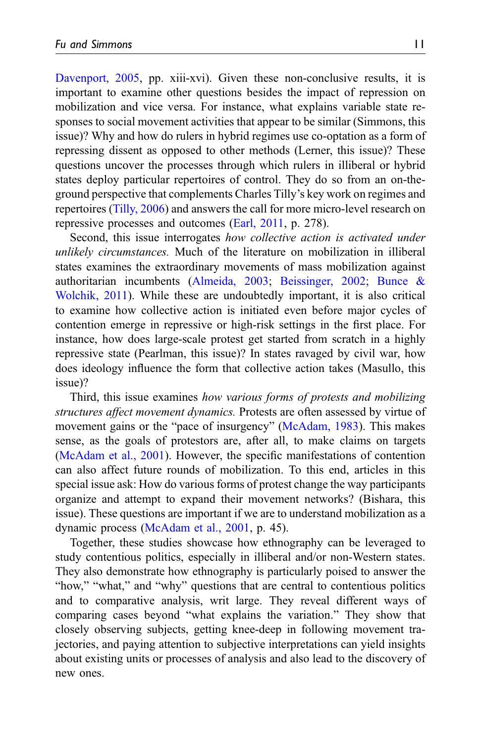Davenport, 2005, pp. xiii-xvi). Given these non-conclusive results, it is important to examine other questions besides the impact of repression on mobilization and vice versa. For instance, what explains variable state responses to social movement activities that appear to be similar (Simmons, this issue)? Why and how do rulers in hybrid regimes use co-optation as a form of repressing dissent as opposed to other methods (Lerner, this issue)? These questions uncover the processes through which rulers in illiberal or hybrid states deploy particular repertoires of control. They do so from an on-the-ground perspective that complements Charles Tilly's key work on regimes and repertoires (Tilly, 2006) and answers the call for more micro-level research on repressive processes and outcomes (Earl, 2011, p. 278).

Second, this issue interrogates *how collective action is activated under unlikely circumstances.* Much of the literature on mobilization in illiberal states examines the extraordinary movements of mass mobilization against authoritarian incumbents (Almeida, 2003; Beissinger, 2002; Bunce & Wolchik, 2011). While these are undoubtedly important, it is also critical to examine how collective action is initiated even before major cycles of contention emerge in repressive or high-risk settings in the first place. For instance, how does large-scale protest get started from scratch in a highly repressive state (Pearlman, this issue)? In states ravaged by civil war, how does ideology influence the form that collective action takes (Masullo, this issue)?

Third, this issue examines *how various forms of protests and mobilizing structures affect movement dynamics.* Protests are often assessed by virtue of movement gains or the "pace of insurgency" (McAdam, 1983). This makes sense, as the goals of protestors are, after all, to make claims on targets (McAdam et al., 2001). However, the specific manifestations of contention can also affect future rounds of mobilization. To this end, articles in this special issue ask: How do various forms of protest change the way participants organize and attempt to expand their movement networks? (Bishara, this issue). These questions are important if we are to understand mobilization as a dynamic process (McAdam et al., 2001, p. 45).

Together, these studies showcase how ethnography can be leveraged to study contentious politics, especially in illiberal and/or non-Western states. They also demonstrate how ethnography is particularly poised to answer the "how," "what," and "why" questions that are central to contentious politics and to comparative analysis, writ large. They reveal different ways of comparing cases beyond "what explains the variation." They show that closely observing subjects, getting knee-deep in following movement trajectories, and paying attention to subjective interpretations can yield insights about existing units or processes of analysis and also lead to the discovery of new ones.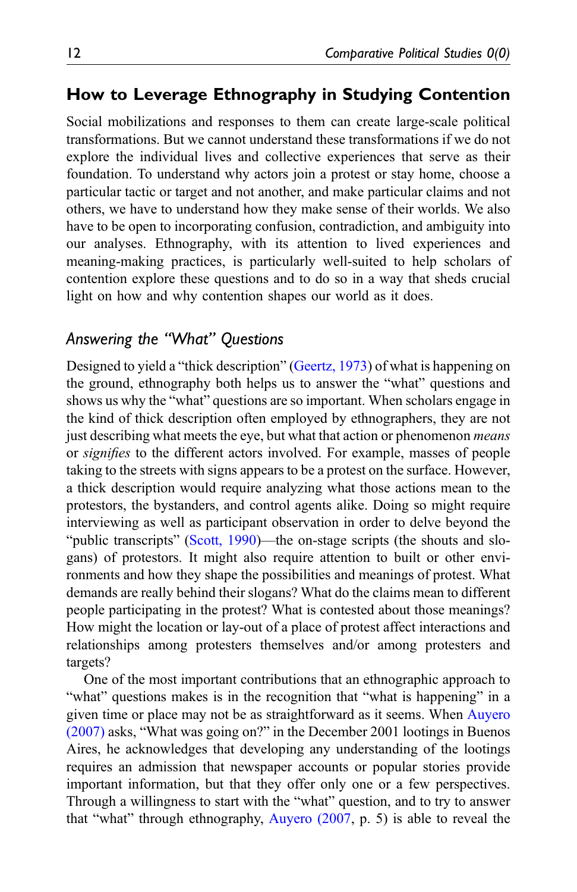## How to Leverage Ethnography in Studying Contention

Social mobilizations and responses to them can create large-scale political transformations. But we cannot understand these transformations if we do not explore the individual lives and collective experiences that serve as their foundation. To understand why actors join a protest or stay home, choose a particular tactic or target and not another, and make particular claims and not others, we have to understand how they make sense of their worlds. We also have to be open to incorporating confusion, contradiction, and ambiguity into our analyses. Ethnography, with its attention to lived experiences and meaning-making practices, is particularly well-suited to help scholars of contention explore these questions and to do so in a way that sheds crucial light on how and why contention shapes our world as it does.

### *Answering the "What" Questions*

Designed to yield a "thick description" (Geertz, 1973) of what is happening on the ground, ethnography both helps us to answer the "what" questions and shows us why the "what" questions are so important. When scholars engage in the kind of thick description often employed by ethnographers, they are not just describing what meets the eye, but what that action or phenomenon *means* or *signifies* to the different actors involved. For example, masses of people taking to the streets with signs appears to be a protest on the surface. However, a thick description would require analyzing what those actions mean to the protestors, the bystanders, and control agents alike. Doing so might require interviewing as well as participant observation in order to delve beyond the "public transcripts" (Scott, 1990)—the on-stage scripts (the shouts and slogans) of protestors. It might also require attention to built or other environments and how they shape the possibilities and meanings of protest. What demands are really behind their slogans? What do the claims mean to different people participating in the protest? What is contested about those meanings? How might the location or lay-out of a place of protest affect interactions and relationships among protesters themselves and/or among protesters and targets?

One of the most important contributions that an ethnographic approach to "what" questions makes is in the recognition that "what is happening" in a given time or place may not be as straightforward as it seems. When Auyero (2007) asks, "What was going on?" in the December 2001 lootings in Buenos Aires, he acknowledges that developing any understanding of the lootings requires an admission that newspaper accounts or popular stories provide important information, but that they offer only one or a few perspectives. Through a willingness to start with the "what" question, and to try to answer that "what" through ethnography, Auyero (2007, p. 5) is able to reveal the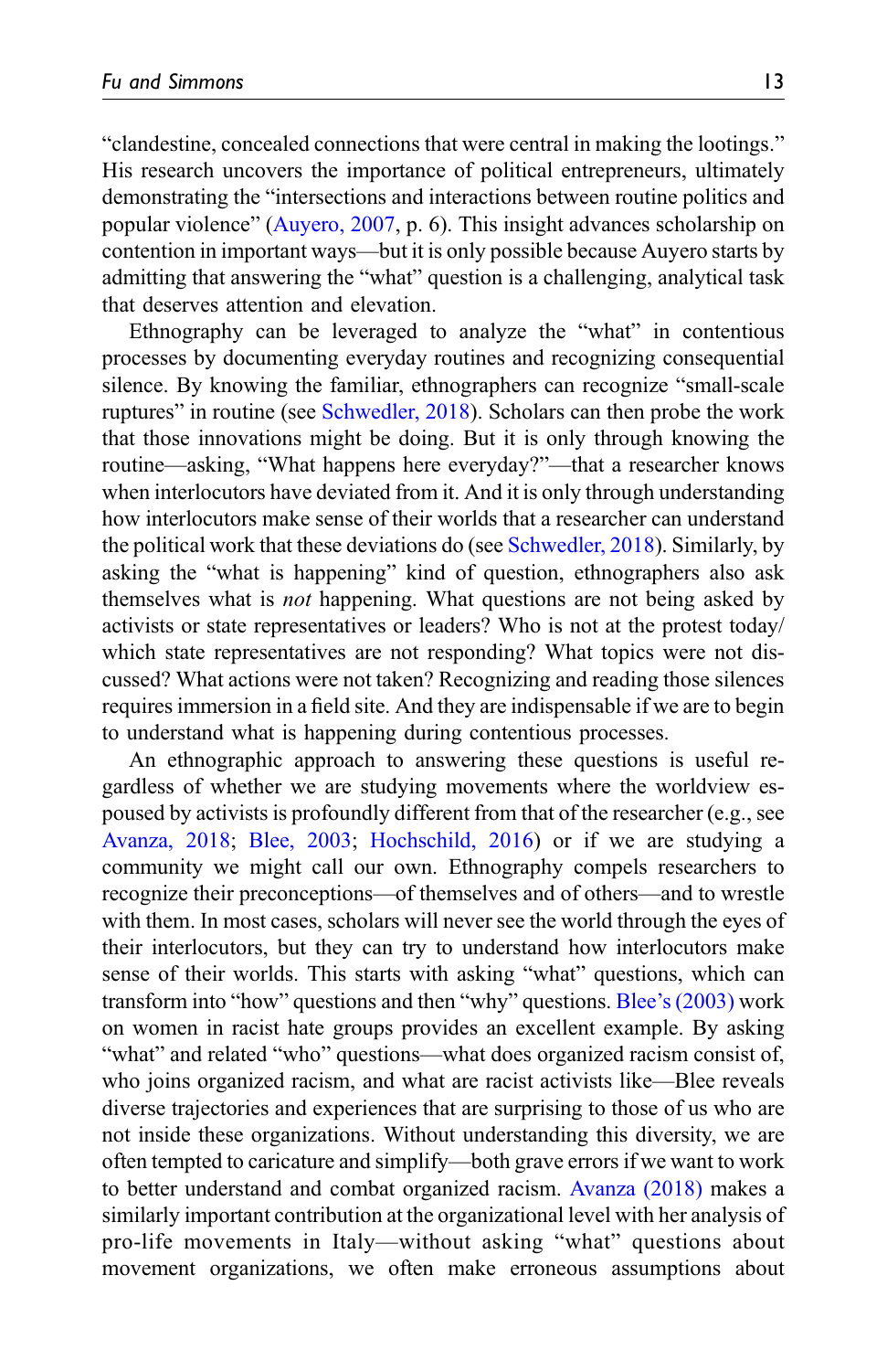"clandestine, concealed connections that were central in making the lootings." His research uncovers the importance of political entrepreneurs, ultimately demonstrating the "intersections and interactions between routine politics and popular violence" (Auyero, 2007, p. 6). This insight advances scholarship on contention in important ways—but it is only possible because Auyero starts by admitting that answering the "what" question is a challenging, analytical task that deserves attention and elevation.

Ethnography can be leveraged to analyze the "what" in contentious processes by documenting everyday routines and recognizing consequential silence. By knowing the familiar, ethnographers can recognize "small-scale ruptures" in routine (see Schwedler, 2018). Scholars can then probe the work that those innovations might be doing. But it is only through knowing the routine—asking, "What happens here everyday?"—that a researcher knows when interlocutors have deviated from it. And it is only through understanding how interlocutors make sense of their worlds that a researcher can understand the political work that these deviations do (see Schwedler, 2018). Similarly, by asking the "what is happening" kind of question, ethnographers also ask themselves what is *not* happening. What questions are not being asked by activists or state representatives or leaders? Who is not at the protest today/ which state representatives are not responding? What topics were not discussed? What actions were not taken? Recognizing and reading those silences requires immersion in a field site. And they are indispensable if we are to begin to understand what is happening during contentious processes.

An ethnographic approach to answering these questions is useful regardless of whether we are studying movements where the worldview espoused by activists is profoundly different from that of the researcher (e.g., see Avanza, 2018; Blee, 2003; Hochschild, 2016) or if we are studying a community we might call our own. Ethnography compels researchers to recognize their preconceptions—of themselves and of others—and to wrestle with them. In most cases, scholars will never see the world through the eyes of their interlocutors, but they can try to understand how interlocutors make sense of their worlds. This starts with asking "what" questions, which can transform into "how" questions and then "why" questions. Blee's (2003) work on women in racist hate groups provides an excellent example. By asking "what" and related "who" questions—what does organized racism consist of, who joins organized racism, and what are racist activists like—Blee reveals diverse trajectories and experiences that are surprising to those of us who are not inside these organizations. Without understanding this diversity, we are often tempted to caricature and simplify—both grave errors if we want to work to better understand and combat organized racism. Avanza (2018) makes a similarly important contribution at the organizational level with her analysis of pro-life movements in Italy—without asking "what" questions about movement organizations, we often make erroneous assumptions about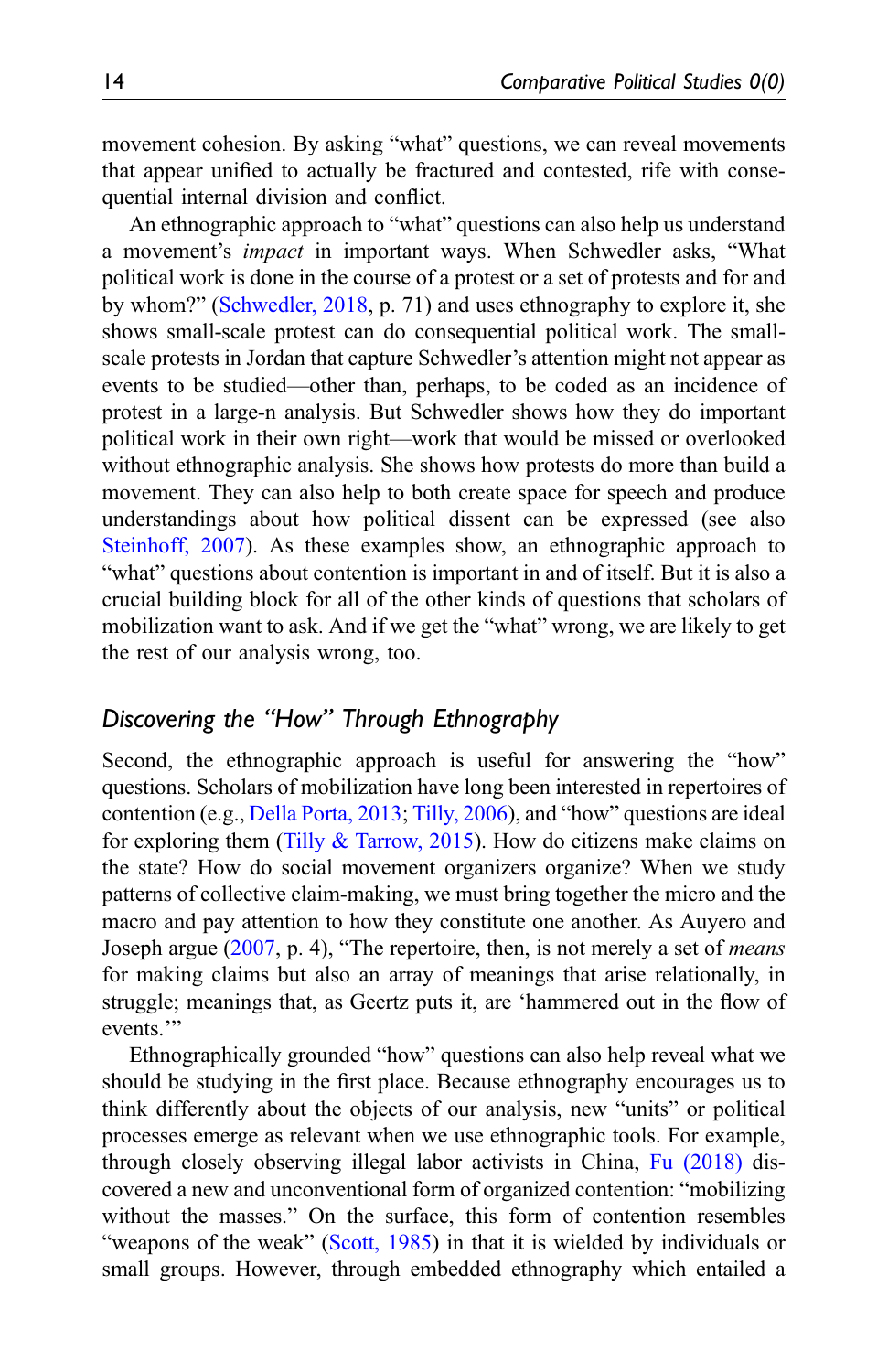movement cohesion. By asking "what" questions, we can reveal movements that appear unified to actually be fractured and contested, rife with consequential internal division and conflict.

An ethnographic approach to "what" questions can also help us understand a movement's *impact* in important ways. When Schwedler asks, "What political work is done in the course of a protest or a set of protests and for and by whom?" (Schwedler, 2018, p. 71) and uses ethnography to explore it, she shows small-scale protest can do consequential political work. The small-scale protests in Jordan that capture Schwedler's attention might not appear as events to be studied—other than, perhaps, to be coded as an incidence of protest in a large-n analysis. But Schwedler shows how they do important political work in their own right—work that would be missed or overlooked without ethnographic analysis. She shows how protests do more than build a movement. They can also help to both create space for speech and produce understandings about how political dissent can be expressed (see also Steinhoff, 2007). As these examples show, an ethnographic approach to "what" questions about contention is important in and of itself. But it is also a crucial building block for all of the other kinds of questions that scholars of mobilization want to ask. And if we get the "what" wrong, we are likely to get the rest of our analysis wrong, too.

## *Discovering the "How" Through Ethnography*

Second, the ethnographic approach is useful for answering the "how" questions. Scholars of mobilization have long been interested in repertoires of contention (e.g., Della Porta, 2013; Tilly, 2006), and "how" questions are ideal for exploring them (Tilly & Tarrow, 2015). How do citizens make claims on the state? How do social movement organizers organize? When we study patterns of collective claim-making, we must bring together the micro and the macro and pay attention to how they constitute one another. As Auyero and Joseph argue (2007, p. 4), "The repertoire, then, is not merely a set of *means* for making claims but also an array of meanings that arise relationally, in struggle; meanings that, as Geertz puts it, are 'hammered out in the flow of events.'"

Ethnographically grounded "how" questions can also help reveal what we should be studying in the first place. Because ethnography encourages us to think differently about the objects of our analysis, new "units" or political processes emerge as relevant when we use ethnographic tools. For example, through closely observing illegal labor activists in China, Fu (2018) discovered a new and unconventional form of organized contention: "mobilizing without the masses." On the surface, this form of contention resembles "weapons of the weak" (Scott, 1985) in that it is wielded by individuals or small groups. However, through embedded ethnography which entailed a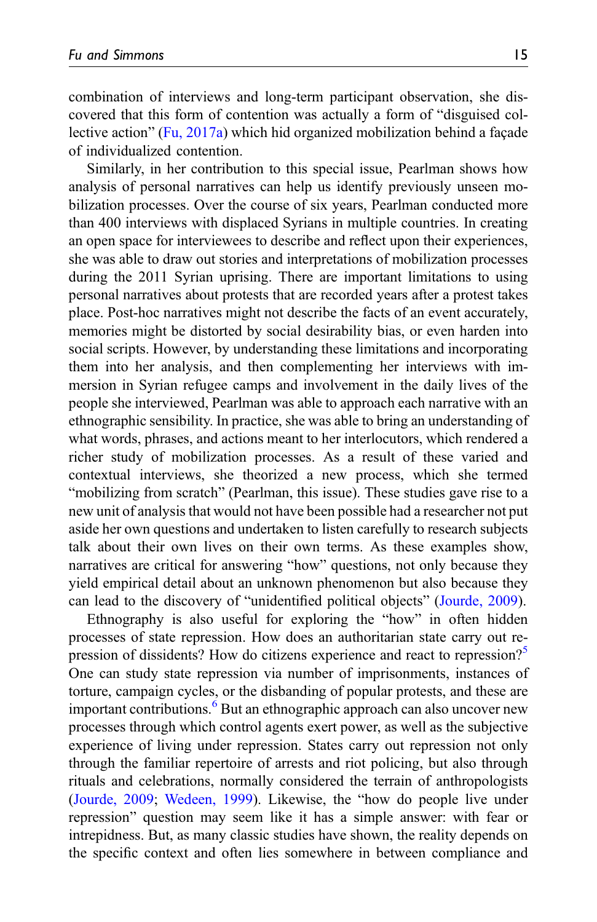combination of interviews and long-term participant observation, she discovered that this form of contention was actually a form of "disguised collective action" (Fu, 2017a) which hid organized mobilization behind a façade of individualized contention.

Similarly, in her contribution to this special issue, Pearlman shows how analysis of personal narratives can help us identify previously unseen mobilization processes. Over the course of six years, Pearlman conducted more than 400 interviews with displaced Syrians in multiple countries. In creating an open space for interviewees to describe and reflect upon their experiences, she was able to draw out stories and interpretations of mobilization processes during the 2011 Syrian uprising. There are important limitations to using personal narratives about protests that are recorded years after a protest takes place. Post-hoc narratives might not describe the facts of an event accurately, memories might be distorted by social desirability bias, or even harden into social scripts. However, by understanding these limitations and incorporating them into her analysis, and then complementing her interviews with immersion in Syrian refugee camps and involvement in the daily lives of the people she interviewed, Pearlman was able to approach each narrative with an ethnographic sensibility. In practice, she was able to bring an understanding of what words, phrases, and actions meant to her interlocutors, which rendered a richer study of mobilization processes. As a result of these varied and contextual interviews, she theorized a new process, which she termed "mobilizing from scratch" (Pearlman, this issue). These studies gave rise to a new unit of analysis that would not have been possible had a researcher not put aside her own questions and undertaken to listen carefully to research subjects talk about their own lives on their own terms. As these examples show, narratives are critical for answering "how" questions, not only because they yield empirical detail about an unknown phenomenon but also because they can lead to the discovery of "unidentified political objects" (Jourde, 2009).

Ethnography is also useful for exploring the "how" in often hidden processes of state repression. How does an authoritarian state carry out repression of dissidents? How do citizens experience and react to repression?[5] One can study state repression via number of imprisonments, instances of torture, campaign cycles, or the disbanding of popular protests, and these are important contributions.[6] But an ethnographic approach can also uncover new processes through which control agents exert power, as well as the subjective experience of living under repression. States carry out repression not only through the familiar repertoire of arrests and riot policing, but also through rituals and celebrations, normally considered the terrain of anthropologists (Jourde, 2009; Wedeen, 1999). Likewise, the "how do people live under repression" question may seem like it has a simple answer: with fear or intrepidness. But, as many classic studies have shown, the reality depends on the specific context and often lies somewhere in between compliance and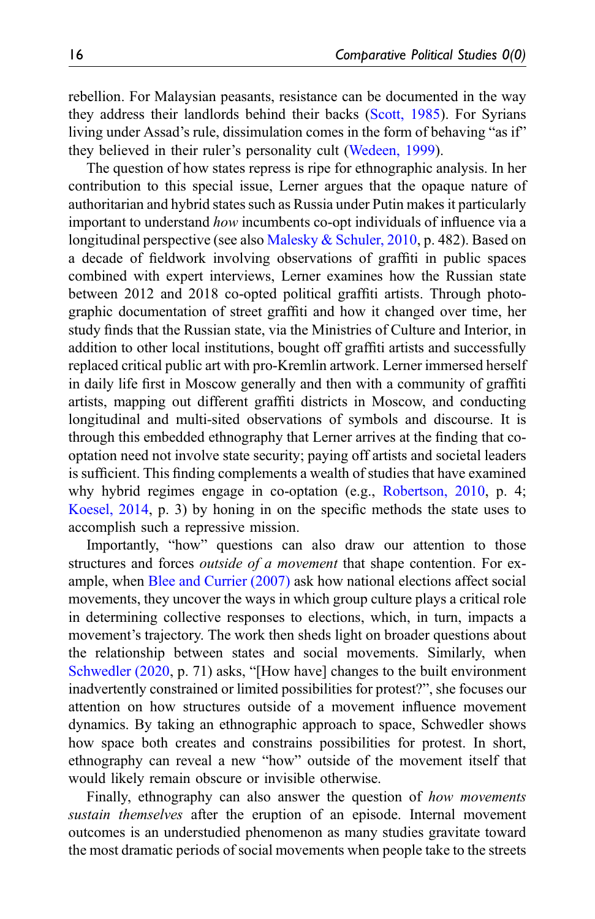rebellion. For Malaysian peasants, resistance can be documented in the way they address their landlords behind their backs (Scott, 1985). For Syrians living under Assad's rule, dissimulation comes in the form of behaving "as if" they believed in their ruler's personality cult (Wedeen, 1999).

The question of how states repress is ripe for ethnographic analysis. In her contribution to this special issue, Lerner argues that the opaque nature of authoritarian and hybrid states such as Russia under Putin makes it particularly important to understand *how* incumbents co-opt individuals of influence via a longitudinal perspective (see also Malesky & Schuler, 2010, p. 482). Based on a decade of fieldwork involving observations of graffiti in public spaces combined with expert interviews, Lerner examines how the Russian state between 2012 and 2018 co-opted political graffiti artists. Through photographic documentation of street graffiti and how it changed over time, her study finds that the Russian state, via the Ministries of Culture and Interior, in addition to other local institutions, bought off graffiti artists and successfully replaced critical public art with pro-Kremlin artwork. Lerner immersed herself in daily life first in Moscow generally and then with a community of graffiti artists, mapping out different graffiti districts in Moscow, and conducting longitudinal and multi-sited observations of symbols and discourse. It is through this embedded ethnography that Lerner arrives at the finding that co-optation need not involve state security; paying off artists and societal leaders is sufficient. This finding complements a wealth of studies that have examined why hybrid regimes engage in co-optation (e.g., Robertson, 2010, p. 4; Koesel, 2014, p. 3) by honing in on the specific methods the state uses to accomplish such a repressive mission.

Importantly, "how" questions can also draw our attention to those structures and forces *outside of a movement* that shape contention. For example, when Blee and Currier (2007) ask how national elections affect social movements, they uncover the ways in which group culture plays a critical role in determining collective responses to elections, which, in turn, impacts a movement's trajectory. The work then sheds light on broader questions about the relationship between states and social movements. Similarly, when Schwedler (2020, p. 71) asks, "[How have] changes to the built environment inadvertently constrained or limited possibilities for protest?", she focuses our attention on how structures outside of a movement influence movement dynamics. By taking an ethnographic approach to space, Schwedler shows how space both creates and constrains possibilities for protest. In short, ethnography can reveal a new "how" outside of the movement itself that would likely remain obscure or invisible otherwise.

Finally, ethnography can also answer the question of *how movements sustain themselves* after the eruption of an episode. Internal movement outcomes is an understudied phenomenon as many studies gravitate toward the most dramatic periods of social movements when people take to the streets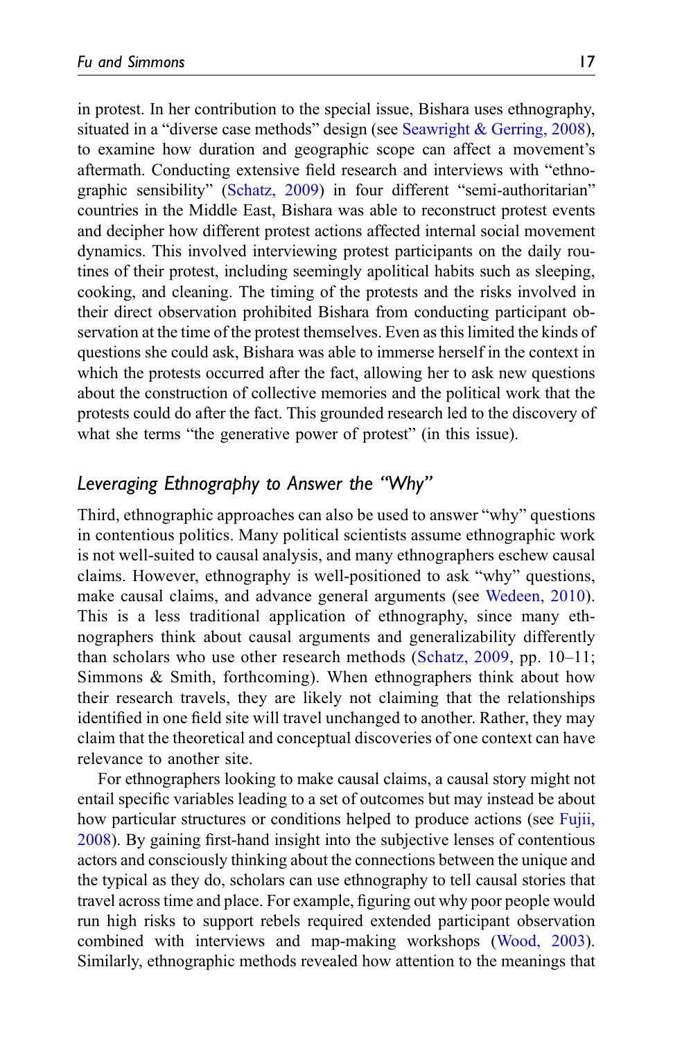in protest. In her contribution to the special issue, Bishara uses ethnography, situated in a "diverse case methods" design (see Seawright & Gerring, 2008), to examine how duration and geographic scope can affect a movement's aftermath. Conducting extensive field research and interviews with "ethnographic sensibility" (Schatz, 2009) in four different "semi-authoritarian" countries in the Middle East, Bishara was able to reconstruct protest events and decipher how different protest actions affected internal social movement dynamics. This involved interviewing protest participants on the daily routines of their protest, including seemingly apolitical habits such as sleeping, cooking, and cleaning. The timing of the protests and the risks involved in their direct observation prohibited Bishara from conducting participant observation at the time of the protest themselves. Even as this limited the kinds of questions she could ask, Bishara was able to immerse herself in the context in which the protests occurred after the fact, allowing her to ask new questions about the construction of collective memories and the political work that the protests could do after the fact. This grounded research led to the discovery of what she terms "the generative power of protest" (in this issue).

## *Leveraging Ethnography to Answer the "Why"*

Third, ethnographic approaches can also be used to answer "why" questions in contentious politics. Many political scientists assume ethnographic work is not well-suited to causal analysis, and many ethnographers eschew causal claims. However, ethnography is well-positioned to ask "why" questions, make causal claims, and advance general arguments (see Wedeen, 2010). This is a less traditional application of ethnography, since many ethnographers think about causal arguments and generalizability differently than scholars who use other research methods (Schatz, 2009, pp. 10–11; Simmons & Smith, forthcoming). When ethnographers think about how their research travels, they are likely not claiming that the relationships identified in one field site will travel unchanged to another. Rather, they may claim that the theoretical and conceptual discoveries of one context can have relevance to another site.

For ethnographers looking to make causal claims, a causal story might not entail specific variables leading to a set of outcomes but may instead be about how particular structures or conditions helped to produce actions (see Fujii, 2008). By gaining first-hand insight into the subjective lenses of contentious actors and consciously thinking about the connections between the unique and the typical as they do, scholars can use ethnography to tell causal stories that travel across time and place. For example, figuring out why poor people would run high risks to support rebels required extended participant observation combined with interviews and map-making workshops (Wood, 2003). Similarly, ethnographic methods revealed how attention to the meanings that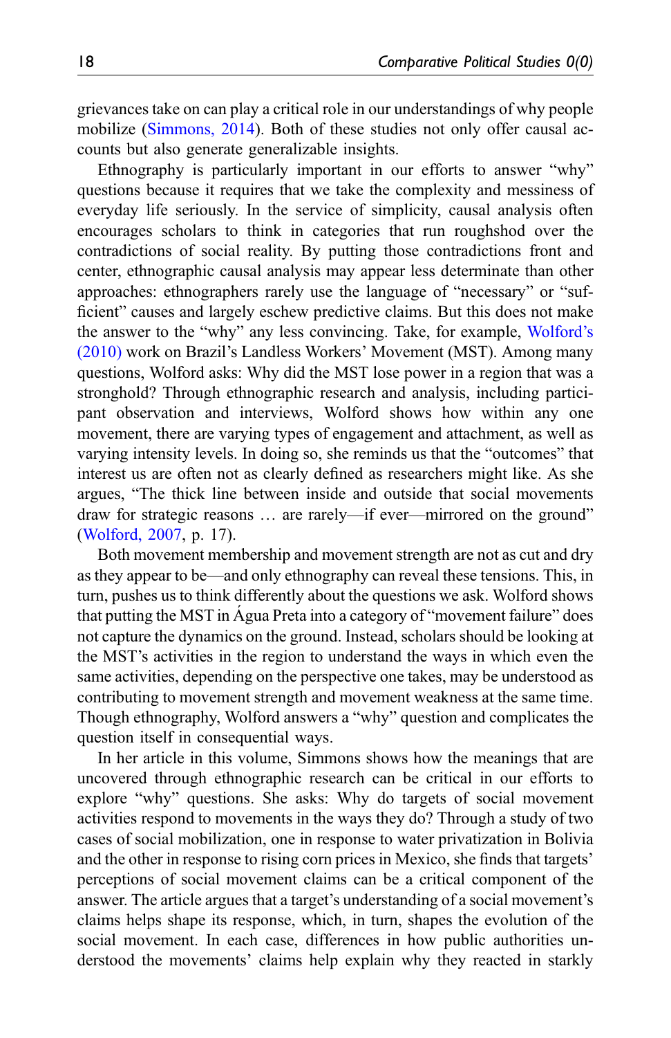grievances take on can play a critical role in our understandings of why people mobilize (Simmons, 2014). Both of these studies not only offer causal accounts but also generate generalizable insights.

Ethnography is particularly important in our efforts to answer "why" questions because it requires that we take the complexity and messiness of everyday life seriously. In the service of simplicity, causal analysis often encourages scholars to think in categories that run roughshod over the contradictions of social reality. By putting those contradictions front and center, ethnographic causal analysis may appear less determinate than other approaches: ethnographers rarely use the language of "necessary" or "sufficient" causes and largely eschew predictive claims. But this does not make the answer to the "why" any less convincing. Take, for example, Wolford's (2010) work on Brazil's Landless Workers' Movement (MST). Among many questions, Wolford asks: Why did the MST lose power in a region that was a stronghold? Through ethnographic research and analysis, including participant observation and interviews, Wolford shows how within any one movement, there are varying types of engagement and attachment, as well as varying intensity levels. In doing so, she reminds us that the "outcomes" that interest us are often not as clearly defined as researchers might like. As she argues, "The thick line between inside and outside that social movements draw for strategic reasons … are rarely—if ever—mirrored on the ground" (Wolford, 2007, p. 17).

Both movement membership and movement strength are not as cut and dry as they appear to be—and only ethnography can reveal these tensions. This, in turn, pushes us to think differently about the questions we ask. Wolford shows that putting the MST in Água Preta into a category of "movement failure" does not capture the dynamics on the ground. Instead, scholars should be looking at the MST's activities in the region to understand the ways in which even the same activities, depending on the perspective one takes, may be understood as contributing to movement strength and movement weakness at the same time. Though ethnography, Wolford answers a "why" question and complicates the question itself in consequential ways.

In her article in this volume, Simmons shows how the meanings that are uncovered through ethnographic research can be critical in our efforts to explore "why" questions. She asks: Why do targets of social movement activities respond to movements in the ways they do? Through a study of two cases of social mobilization, one in response to water privatization in Bolivia and the other in response to rising corn prices in Mexico, she finds that targets' perceptions of social movement claims can be a critical component of the answer. The article argues that a target's understanding of a social movement's claims helps shape its response, which, in turn, shapes the evolution of the social movement. In each case, differences in how public authorities understood the movements' claims help explain why they reacted in starkly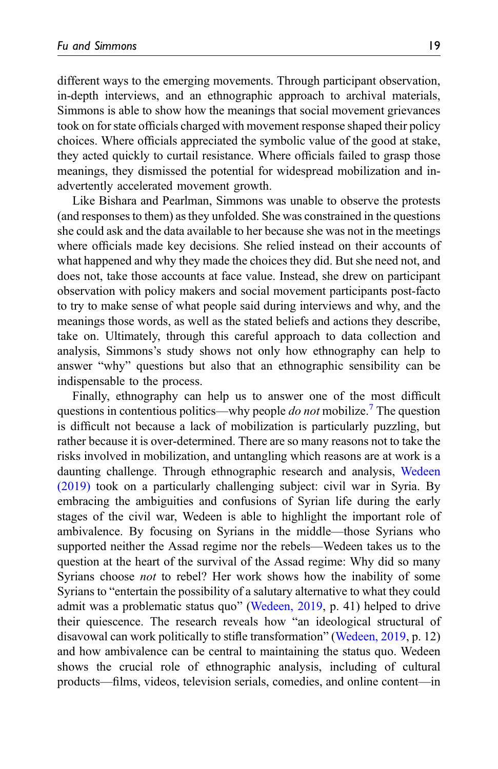different ways to the emerging movements. Through participant observation, in-depth interviews, and an ethnographic approach to archival materials, Simmons is able to show how the meanings that social movement grievances took on for state officials charged with movement response shaped their policy choices. Where officials appreciated the symbolic value of the good at stake, they acted quickly to curtail resistance. Where officials failed to grasp those meanings, they dismissed the potential for widespread mobilization and inadvertently accelerated movement growth.

Like Bishara and Pearlman, Simmons was unable to observe the protests (and responses to them) as they unfolded. She was constrained in the questions she could ask and the data available to her because she was not in the meetings where officials made key decisions. She relied instead on their accounts of what happened and why they made the choices they did. But she need not, and does not, take those accounts at face value. Instead, she drew on participant observation with policy makers and social movement participants post-facto to try to make sense of what people said during interviews and why, and the meanings those words, as well as the stated beliefs and actions they describe, take on. Ultimately, through this careful approach to data collection and analysis, Simmons's study shows not only how ethnography can help to answer "why" questions but also that an ethnographic sensibility can be indispensable to the process.

Finally, ethnography can help us to answer one of the most difficult questions in contentious politics—why people *do not* mobilize.[7] The question is difficult not because a lack of mobilization is particularly puzzling, but rather because it is over-determined. There are so many reasons not to take the risks involved in mobilization, and untangling which reasons are at work is a daunting challenge. Through ethnographic research and analysis, Wedeen (2019) took on a particularly challenging subject: civil war in Syria. By embracing the ambiguities and confusions of Syrian life during the early stages of the civil war, Wedeen is able to highlight the important role of ambivalence. By focusing on Syrians in the middle—those Syrians who supported neither the Assad regime nor the rebels—Wedeen takes us to the question at the heart of the survival of the Assad regime: Why did so many Syrians choose *not* to rebel? Her work shows how the inability of some Syrians to "entertain the possibility of a salutary alternative to what they could admit was a problematic status quo" (Wedeen, 2019, p. 41) helped to drive their quiescence. The research reveals how "an ideological structural of disavowal can work politically to stifle transformation" (Wedeen, 2019, p. 12) and how ambivalence can be central to maintaining the status quo. Wedeen shows the crucial role of ethnographic analysis, including of cultural products—films, videos, television serials, comedies, and online content—in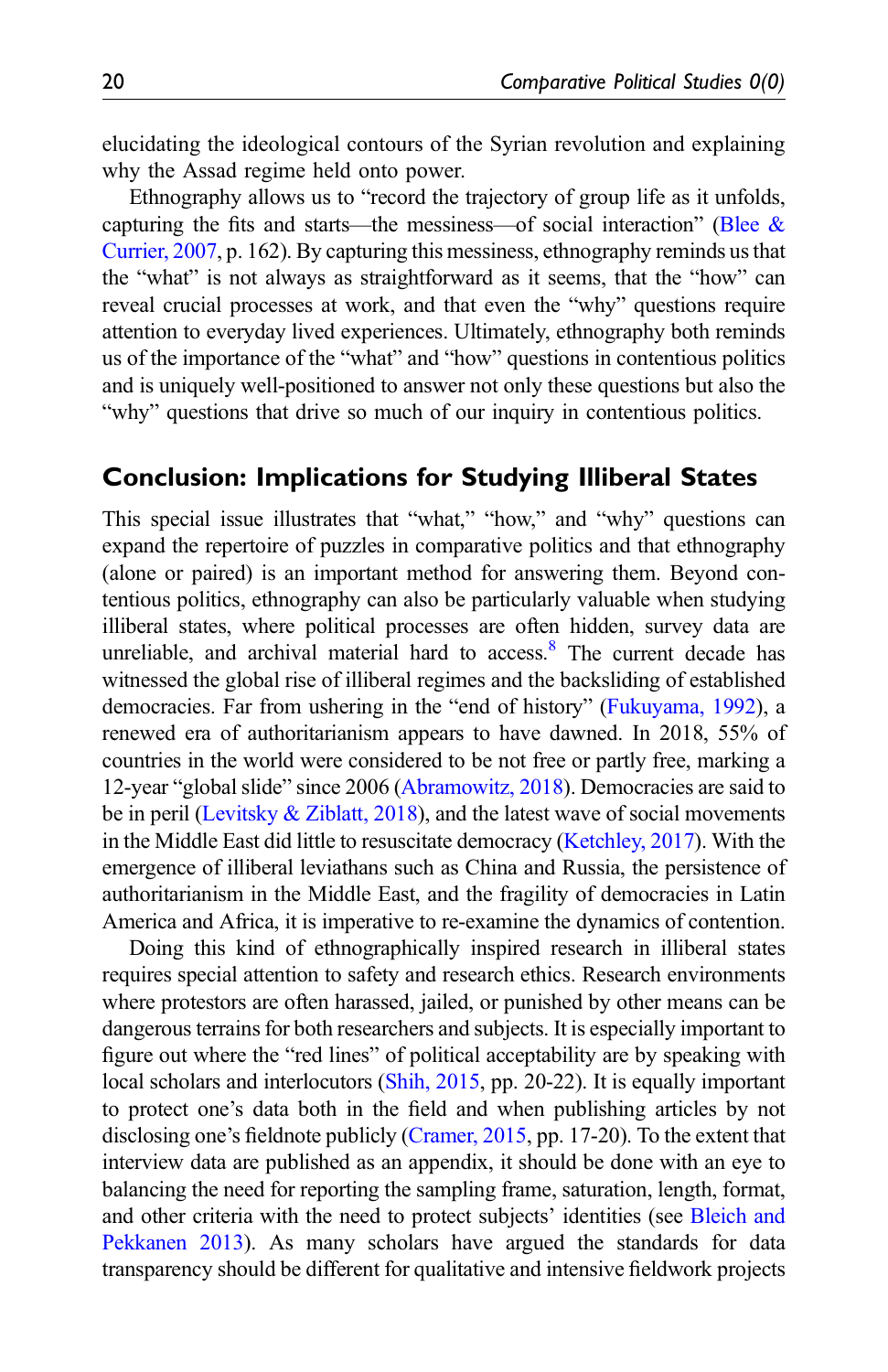elucidating the ideological contours of the Syrian revolution and explaining why the Assad regime held onto power.

Ethnography allows us to "record the trajectory of group life as it unfolds, capturing the fits and starts—the messiness—of social interaction" (Blee & Currier, 2007, p. 162). By capturing this messiness, ethnography reminds us that the "what" is not always as straightforward as it seems, that the "how" can reveal crucial processes at work, and that even the "why" questions require attention to everyday lived experiences. Ultimately, ethnography both reminds us of the importance of the "what" and "how" questions in contentious politics and is uniquely well-positioned to answer not only these questions but also the "why" questions that drive so much of our inquiry in contentious politics.

## Conclusion: Implications for Studying Illiberal States

This special issue illustrates that "what," "how," and "why" questions can expand the repertoire of puzzles in comparative politics and that ethnography (alone or paired) is an important method for answering them. Beyond contentious politics, ethnography can also be particularly valuable when studying illiberal states, where political processes are often hidden, survey data are unreliable, and archival material hard to access.[8] The current decade has witnessed the global rise of illiberal regimes and the backsliding of established democracies. Far from ushering in the "end of history" (Fukuyama, 1992), a renewed era of authoritarianism appears to have dawned. In 2018, 55% of countries in the world were considered to be not free or partly free, marking a 12-year "global slide" since 2006 (Abramowitz, 2018). Democracies are said to be in peril (Levitsky & Ziblatt, 2018), and the latest wave of social movements in the Middle East did little to resuscitate democracy (Ketchley, 2017). With the emergence of illiberal leviathans such as China and Russia, the persistence of authoritarianism in the Middle East, and the fragility of democracies in Latin America and Africa, it is imperative to re-examine the dynamics of contention.

Doing this kind of ethnographically inspired research in illiberal states requires special attention to safety and research ethics. Research environments where protestors are often harassed, jailed, or punished by other means can be dangerous terrains for both researchers and subjects. It is especially important to figure out where the "red lines" of political acceptability are by speaking with local scholars and interlocutors (Shih, 2015, pp. 20-22). It is equally important to protect one's data both in the field and when publishing articles by not disclosing one's fieldnote publicly (Cramer, 2015, pp. 17-20). To the extent that interview data are published as an appendix, it should be done with an eye to balancing the need for reporting the sampling frame, saturation, length, format, and other criteria with the need to protect subjects' identities (see Bleich and Pekkanen 2013). As many scholars have argued the standards for data transparency should be different for qualitative and intensive fieldwork projects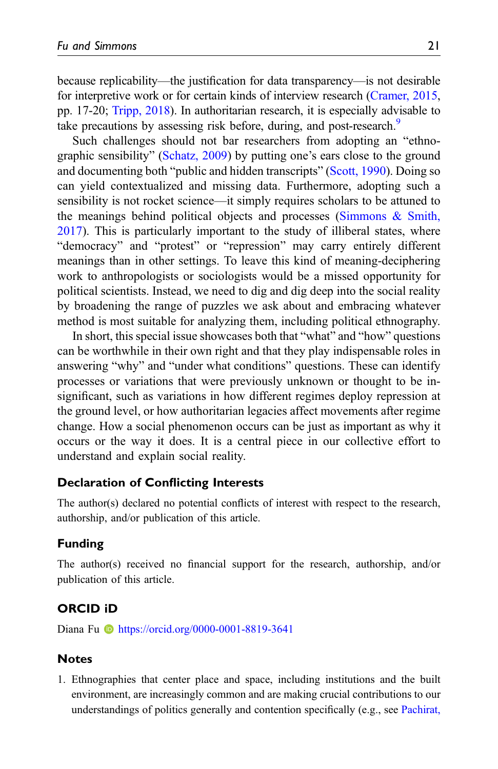because replicability—the justification for data transparency—is not desirable for interpretive work or for certain kinds of interview research (Cramer, 2015, pp. 17-20; Tripp, 2018). In authoritarian research, it is especially advisable to take precautions by assessing risk before, during, and post-research.[9]

Such challenges should not bar researchers from adopting an "ethnographic sensibility" (Schatz, 2009) by putting one's ears close to the ground and documenting both "public and hidden transcripts" (Scott, 1990). Doing so can yield contextualized and missing data. Furthermore, adopting such a sensibility is not rocket science—it simply requires scholars to be attuned to the meanings behind political objects and processes (Simmons & Smith, 2017). This is particularly important to the study of illiberal states, where "democracy" and "protest" or "repression" may carry entirely different meanings than in other settings. To leave this kind of meaning-deciphering work to anthropologists or sociologists would be a missed opportunity for political scientists. Instead, we need to dig and dig deep into the social reality by broadening the range of puzzles we ask about and embracing whatever method is most suitable for analyzing them, including political ethnography.

In short, this special issue showcases both that "what" and "how" questions can be worthwhile in their own right and that they play indispensable roles in answering "why" and "under what conditions" questions. These can identify processes or variations that were previously unknown or thought to be insignificant, such as variations in how different regimes deploy repression at the ground level, or how authoritarian legacies affect movements after regime change. How a social phenomenon occurs can be just as important as why it occurs or the way it does. It is a central piece in our collective effort to understand and explain social reality.

## Declaration of Conflicting Interests

The author(s) declared no potential conflicts of interest with respect to the research, authorship, and/or publication of this article.

## Funding

The author(s) received no financial support for the research, authorship, and/or publication of this article.

## ORCID iD

Diana Fu https://orcid.org/0000-0001-8819-3641

## Notes

1. Ethnographies that center place and space, including institutions and the built environment, are increasingly common and are making crucial contributions to our understandings of politics generally and contention specifically (e.g., see Pachirat,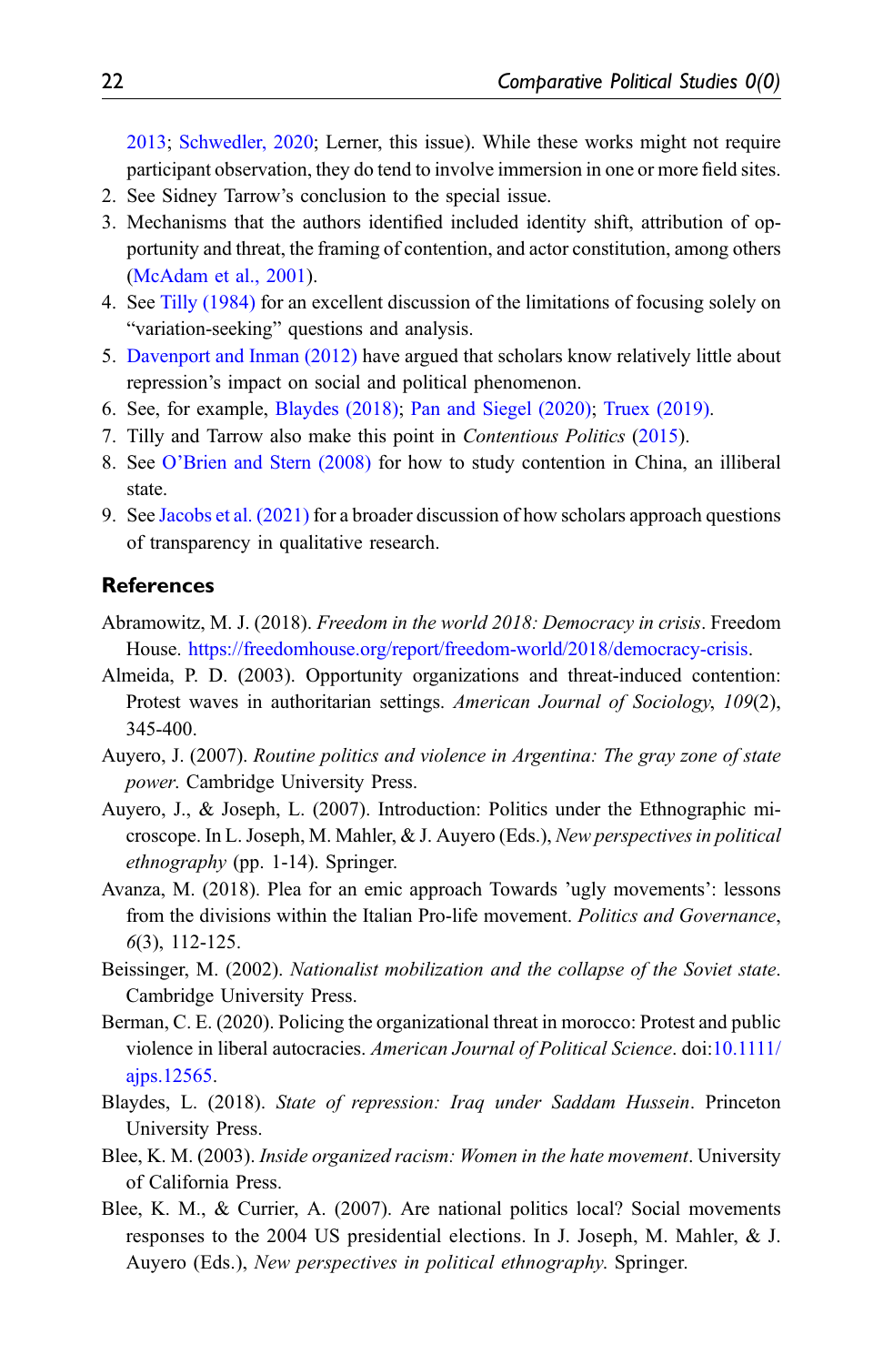2013; Schwedler, 2020; Lerner, this issue). While these works might not require participant observation, they do tend to involve immersion in one or more field sites.
2. See Sidney Tarrow's conclusion to the special issue.
3. Mechanisms that the authors identified included identity shift, attribution of opportunity and threat, the framing of contention, and actor constitution, among others (McAdam et al., 2001).
4. See Tilly (1984) for an excellent discussion of the limitations of focusing solely on "variation-seeking" questions and analysis.
5. Davenport and Inman (2012) have argued that scholars know relatively little about repression's impact on social and political phenomenon.
6. See, for example, Blaydes (2018); Pan and Siegel (2020); Truex (2019).
7. Tilly and Tarrow also make this point in *Contentious Politics* (2015).
8. See O'Brien and Stern (2008) for how to study contention in China, an illiberal state.
9. See Jacobs et al. (2021) for a broader discussion of how scholars approach questions of transparency in qualitative research.

## References

Abramowitz, M. J. (2018). *Freedom in the world 2018: Democracy in crisis*. Freedom House. https://freedomhouse.org/report/freedom-world/2018/democracy-crisis.

Almeida, P. D. (2003). Opportunity organizations and threat-induced contention: Protest waves in authoritarian settings. *American Journal of Sociology*, *109*(2), 345-400.

Auyero, J. (2007). *Routine politics and violence in Argentina: The gray zone of state power*. Cambridge University Press.

Auyero, J., & Joseph, L. (2007). Introduction: Politics under the Ethnographic microscope. In L. Joseph, M. Mahler, & J. Auyero (Eds.), *New perspectives in political ethnography* (pp. 1-14). Springer.

Avanza, M. (2018). Plea for an emic approach Towards 'ugly movements': lessons from the divisions within the Italian Pro-life movement. *Politics and Governance*, *6*(3), 112-125.

Beissinger, M. (2002). *Nationalist mobilization and the collapse of the Soviet state*. Cambridge University Press.

Berman, C. E. (2020). Policing the organizational threat in morocco: Protest and public violence in liberal autocracies. *American Journal of Political Science*. doi:10.1111/ajps.12565.

Blaydes, L. (2018). *State of repression: Iraq under Saddam Hussein*. Princeton University Press.

Blee, K. M. (2003). *Inside organized racism: Women in the hate movement*. University of California Press.

Blee, K. M., & Currier, A. (2007). Are national politics local? Social movements responses to the 2004 US presidential elections. In J. Joseph, M. Mahler, & J. Auyero (Eds.), *New perspectives in political ethnography*. Springer.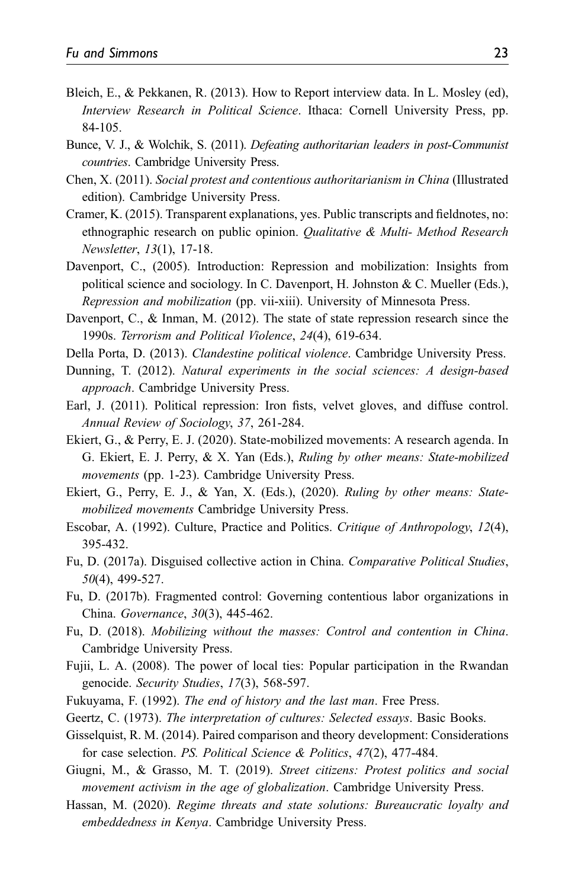Bleich, E., & Pekkanen, R. (2013). How to Report interview data. In L. Mosley (ed), *Interview Research in Political Science*. Ithaca: Cornell University Press, pp. 84-105.

Bunce, V. J., & Wolchik, S. (2011). *Defeating authoritarian leaders in post-Communist countries*. Cambridge University Press.

Chen, X. (2011). *Social protest and contentious authoritarianism in China* (Illustrated edition). Cambridge University Press.

Cramer, K. (2015). Transparent explanations, yes. Public transcripts and fieldnotes, no: ethnographic research on public opinion. *Qualitative & Multi- Method Research Newsletter*, *13*(1), 17-18.

Davenport, C., (2005). Introduction: Repression and mobilization: Insights from political science and sociology. In C. Davenport, H. Johnston & C. Mueller (Eds.), *Repression and mobilization* (pp. vii-xiii). University of Minnesota Press.

Davenport, C., & Inman, M. (2012). The state of state repression research since the 1990s. *Terrorism and Political Violence*, *24*(4), 619-634.

Della Porta, D. (2013). *Clandestine political violence*. Cambridge University Press.

Dunning, T. (2012). *Natural experiments in the social sciences: A design-based approach*. Cambridge University Press.

Earl, J. (2011). Political repression: Iron fists, velvet gloves, and diffuse control. *Annual Review of Sociology*, *37*, 261-284.

Ekiert, G., & Perry, E. J. (2020). State-mobilized movements: A research agenda. In G. Ekiert, E. J. Perry, & X. Yan (Eds.), *Ruling by other means: State-mobilized movements* (pp. 1-23). Cambridge University Press.

Ekiert, G., Perry, E. J., & Yan, X. (Eds.), (2020). *Ruling by other means: State-mobilized movements* Cambridge University Press.

Escobar, A. (1992). Culture, Practice and Politics. *Critique of Anthropology*, *12*(4), 395-432.

Fu, D. (2017a). Disguised collective action in China. *Comparative Political Studies*, *50*(4), 499-527.

Fu, D. (2017b). Fragmented control: Governing contentious labor organizations in China. *Governance*, *30*(3), 445-462.

Fu, D. (2018). *Mobilizing without the masses: Control and contention in China*. Cambridge University Press.

Fujii, L. A. (2008). The power of local ties: Popular participation in the Rwandan genocide. *Security Studies*, *17*(3), 568-597.

Fukuyama, F. (1992). *The end of history and the last man*. Free Press.

Geertz, C. (1973). *The interpretation of cultures: Selected essays*. Basic Books.

Gisselquist, R. M. (2014). Paired comparison and theory development: Considerations for case selection. *PS. Political Science & Politics*, *47*(2), 477-484.

Giugni, M., & Grasso, M. T. (2019). *Street citizens: Protest politics and social movement activism in the age of globalization*. Cambridge University Press.

Hassan, M. (2020). *Regime threats and state solutions: Bureaucratic loyalty and embeddedness in Kenya*. Cambridge University Press.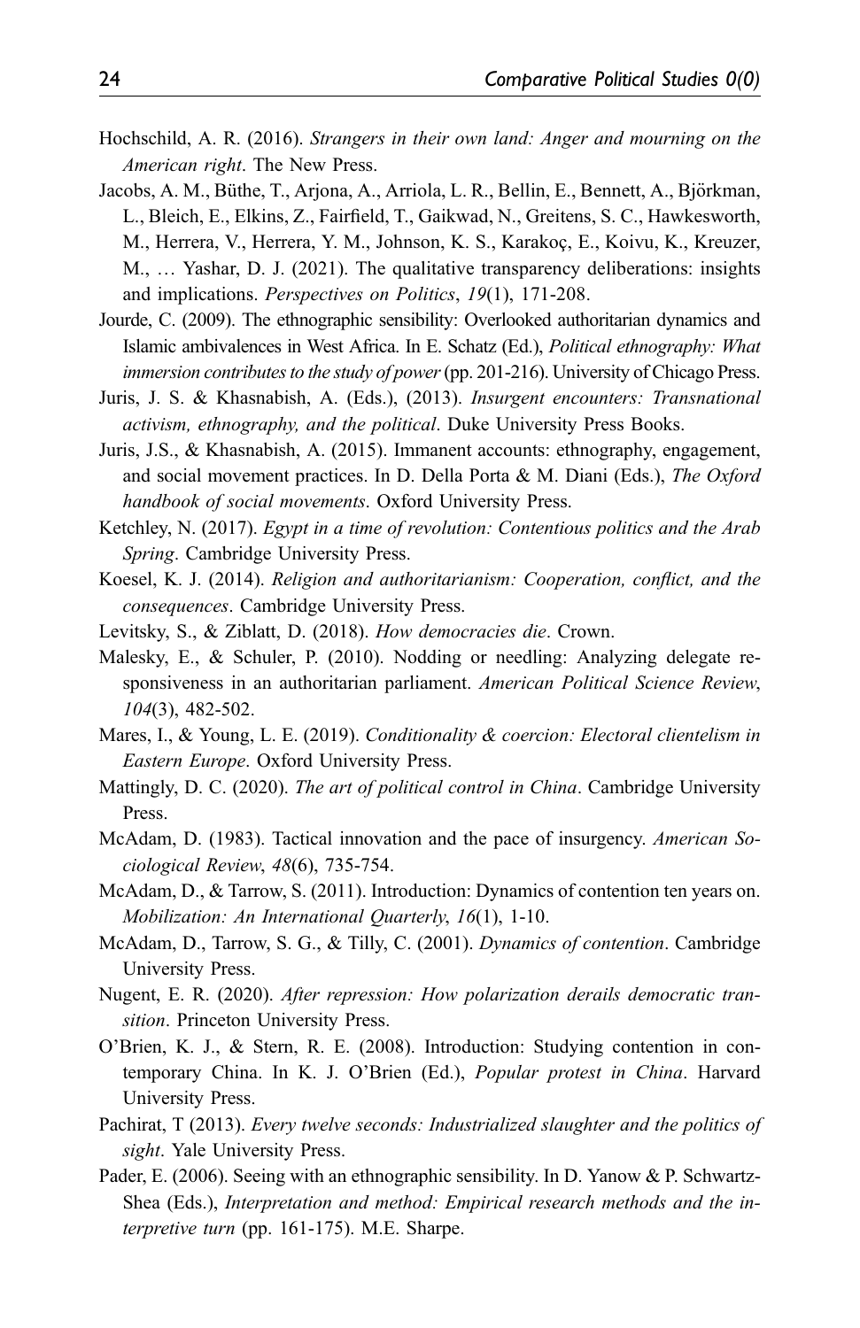Hochschild, A. R. (2016). *Strangers in their own land: Anger and mourning on the American right*. The New Press.

Jacobs, A. M., Büthe, T., Arjona, A., Arriola, L. R., Bellin, E., Bennett, A., Björkman, L., Bleich, E., Elkins, Z., Fairfield, T., Gaikwad, N., Greitens, S. C., Hawkesworth, M., Herrera, V., Herrera, Y. M., Johnson, K. S., Karakoç, E., Koivu, K., Kreuzer, M., … Yashar, D. J. (2021). The qualitative transparency deliberations: insights and implications. *Perspectives on Politics*, *19*(1), 171-208.

Jourde, C. (2009). The ethnographic sensibility: Overlooked authoritarian dynamics and Islamic ambivalences in West Africa. In E. Schatz (Ed.), *Political ethnography: What immersion contributes to the study of power* (pp. 201-216). University of Chicago Press.

Juris, J. S. & Khasnabish, A. (Eds.), (2013). *Insurgent encounters: Transnational activism, ethnography, and the political*. Duke University Press Books.

Juris, J.S., & Khasnabish, A. (2015). Immanent accounts: ethnography, engagement, and social movement practices. In D. Della Porta & M. Diani (Eds.), *The Oxford handbook of social movements*. Oxford University Press.

Ketchley, N. (2017). *Egypt in a time of revolution: Contentious politics and the Arab Spring*. Cambridge University Press.

Koesel, K. J. (2014). *Religion and authoritarianism: Cooperation, conflict, and the consequences*. Cambridge University Press.

Levitsky, S., & Ziblatt, D. (2018). *How democracies die*. Crown.

Malesky, E., & Schuler, P. (2010). Nodding or needling: Analyzing delegate responsiveness in an authoritarian parliament. *American Political Science Review*, *104*(3), 482-502.

Mares, I., & Young, L. E. (2019). *Conditionality & coercion: Electoral clientelism in Eastern Europe*. Oxford University Press.

Mattingly, D. C. (2020). *The art of political control in China*. Cambridge University Press.

McAdam, D. (1983). Tactical innovation and the pace of insurgency. *American Sociological Review*, *48*(6), 735-754.

McAdam, D., & Tarrow, S. (2011). Introduction: Dynamics of contention ten years on. *Mobilization: An International Quarterly*, *16*(1), 1-10.

McAdam, D., Tarrow, S. G., & Tilly, C. (2001). *Dynamics of contention*. Cambridge University Press.

Nugent, E. R. (2020). *After repression: How polarization derails democratic transition*. Princeton University Press.

O'Brien, K. J., & Stern, R. E. (2008). Introduction: Studying contention in contemporary China. In K. J. O'Brien (Ed.), *Popular protest in China*. Harvard University Press.

Pachirat, T (2013). *Every twelve seconds: Industrialized slaughter and the politics of sight*. Yale University Press.

Pader, E. (2006). Seeing with an ethnographic sensibility. In D. Yanow & P. Schwartz-Shea (Eds.), *Interpretation and method: Empirical research methods and the interpretive turn* (pp. 161-175). M.E. Sharpe.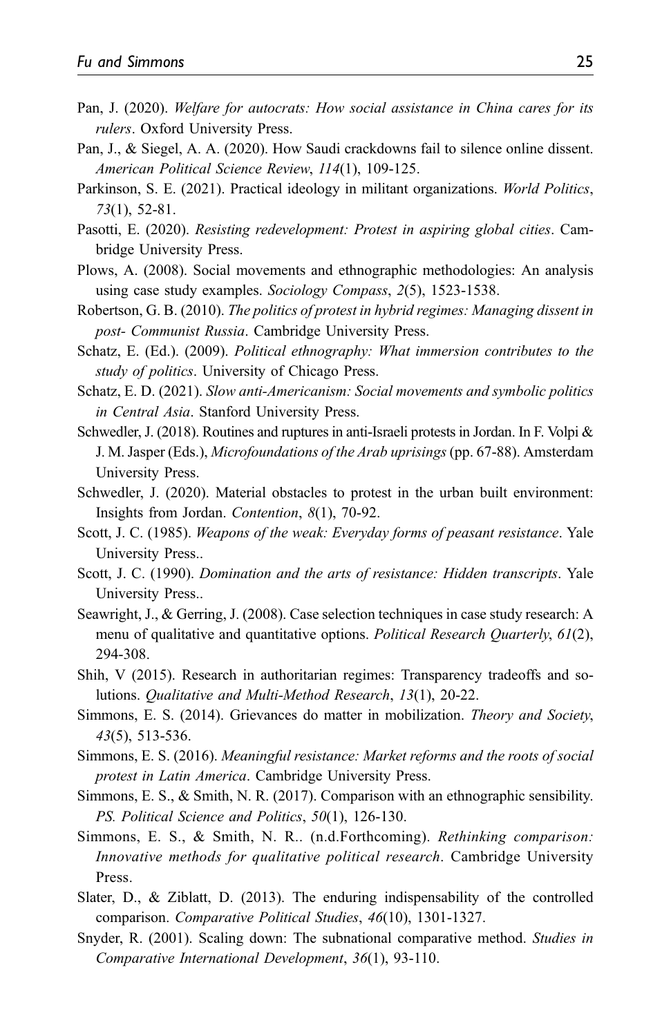Pan, J. (2020). *Welfare for autocrats: How social assistance in China cares for its rulers*. Oxford University Press.

Pan, J., & Siegel, A. A. (2020). How Saudi crackdowns fail to silence online dissent. *American Political Science Review*, *114*(1), 109-125.

Parkinson, S. E. (2021). Practical ideology in militant organizations. *World Politics*, *73*(1), 52-81.

Pasotti, E. (2020). *Resisting redevelopment: Protest in aspiring global cities*. Cambridge University Press.

Plows, A. (2008). Social movements and ethnographic methodologies: An analysis using case study examples. *Sociology Compass*, *2*(5), 1523-1538.

Robertson, G. B. (2010). *The politics of protest in hybrid regimes: Managing dissent in post- Communist Russia*. Cambridge University Press.

Schatz, E. (Ed.). (2009). *Political ethnography: What immersion contributes to the study of politics*. University of Chicago Press.

Schatz, E. D. (2021). *Slow anti-Americanism: Social movements and symbolic politics in Central Asia*. Stanford University Press.

Schwedler, J. (2018). Routines and ruptures in anti-Israeli protests in Jordan. In F. Volpi & J. M. Jasper (Eds.), *Microfoundations of the Arab uprisings* (pp. 67-88). Amsterdam University Press.

Schwedler, J. (2020). Material obstacles to protest in the urban built environment: Insights from Jordan. *Contention*, *8*(1), 70-92.

Scott, J. C. (1985). *Weapons of the weak: Everyday forms of peasant resistance*. Yale University Press..

Scott, J. C. (1990). *Domination and the arts of resistance: Hidden transcripts*. Yale University Press..

Seawright, J., & Gerring, J. (2008). Case selection techniques in case study research: A menu of qualitative and quantitative options. *Political Research Quarterly*, *61*(2), 294-308.

Shih, V (2015). Research in authoritarian regimes: Transparency tradeoffs and solutions. *Qualitative and Multi-Method Research*, *13*(1), 20-22.

Simmons, E. S. (2014). Grievances do matter in mobilization. *Theory and Society*, *43*(5), 513-536.

Simmons, E. S. (2016). *Meaningful resistance: Market reforms and the roots of social protest in Latin America*. Cambridge University Press.

Simmons, E. S., & Smith, N. R. (2017). Comparison with an ethnographic sensibility. *PS. Political Science and Politics*, *50*(1), 126-130.

Simmons, E. S., & Smith, N. R.. (n.d.Forthcoming). *Rethinking comparison: Innovative methods for qualitative political research*. Cambridge University Press.

Slater, D., & Ziblatt, D. (2013). The enduring indispensability of the controlled comparison. *Comparative Political Studies*, *46*(10), 1301-1327.

Snyder, R. (2001). Scaling down: The subnational comparative method. *Studies in Comparative International Development*, *36*(1), 93-110.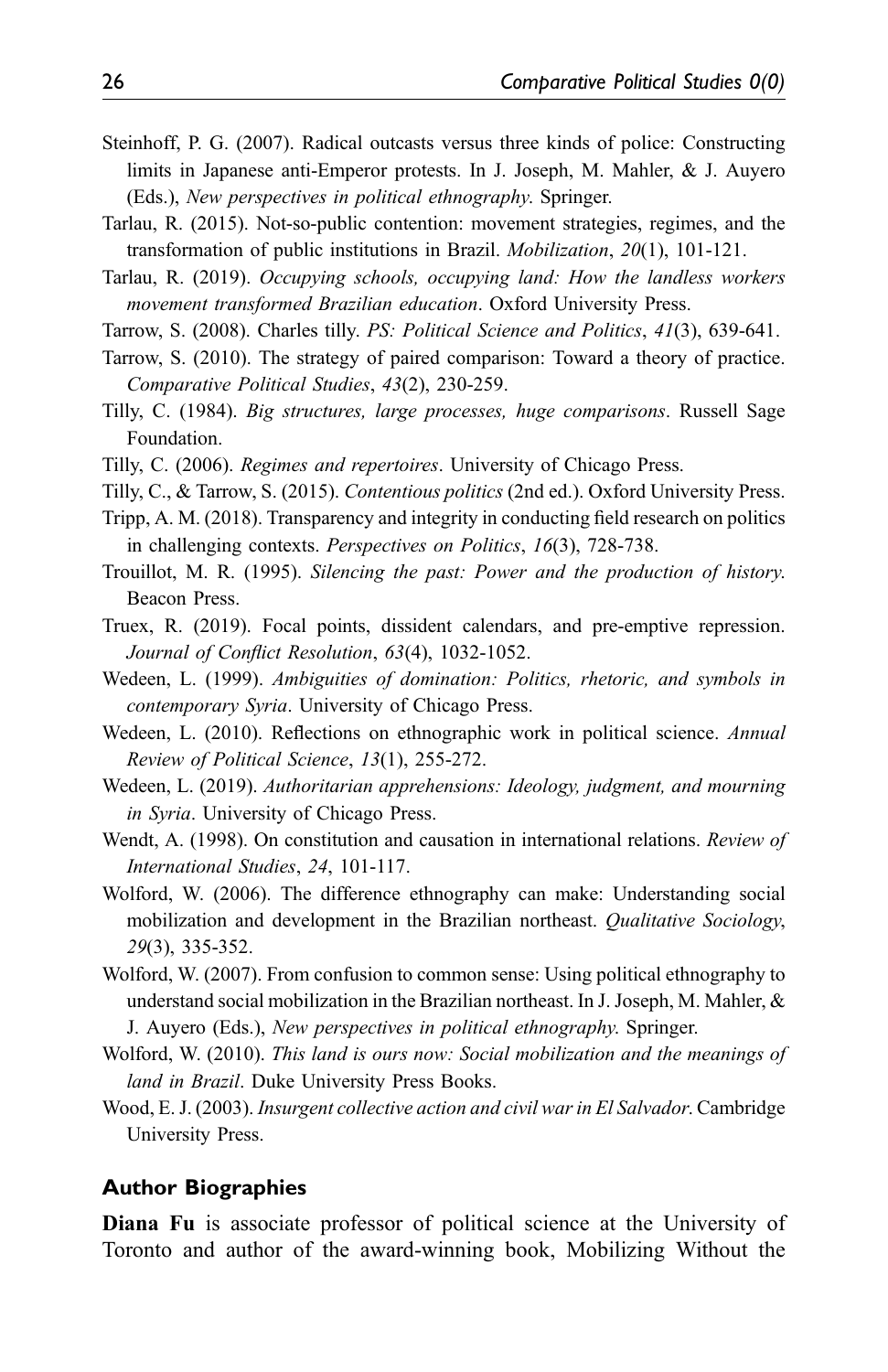Steinhoff, P. G. (2007). Radical outcasts versus three kinds of police: Constructing limits in Japanese anti-Emperor protests. In J. Joseph, M. Mahler, & J. Auyero (Eds.), *New perspectives in political ethnography*. Springer.

Tarlau, R. (2015). Not-so-public contention: movement strategies, regimes, and the transformation of public institutions in Brazil. *Mobilization*, *20*(1), 101-121.

Tarlau, R. (2019). *Occupying schools, occupying land: How the landless workers movement transformed Brazilian education*. Oxford University Press.

Tarrow, S. (2008). Charles tilly. *PS: Political Science and Politics*, *41*(3), 639-641.

Tarrow, S. (2010). The strategy of paired comparison: Toward a theory of practice. *Comparative Political Studies*, *43*(2), 230-259.

Tilly, C. (1984). *Big structures, large processes, huge comparisons*. Russell Sage Foundation.

Tilly, C. (2006). *Regimes and repertoires*. University of Chicago Press.

Tilly, C., & Tarrow, S. (2015). *Contentious politics* (2nd ed.). Oxford University Press.

Tripp, A. M. (2018). Transparency and integrity in conducting field research on politics in challenging contexts. *Perspectives on Politics*, *16*(3), 728-738.

Trouillot, M. R. (1995). *Silencing the past: Power and the production of history.* Beacon Press.

Truex, R. (2019). Focal points, dissident calendars, and pre-emptive repression. *Journal of Conflict Resolution*, *63*(4), 1032-1052.

Wedeen, L. (1999). *Ambiguities of domination: Politics, rhetoric, and symbols in contemporary Syria*. University of Chicago Press.

Wedeen, L. (2010). Reflections on ethnographic work in political science. *Annual Review of Political Science*, *13*(1), 255-272.

Wedeen, L. (2019). *Authoritarian apprehensions: Ideology, judgment, and mourning in Syria*. University of Chicago Press.

Wendt, A. (1998). On constitution and causation in international relations. *Review of International Studies*, *24*, 101-117.

Wolford, W. (2006). The difference ethnography can make: Understanding social mobilization and development in the Brazilian northeast. *Qualitative Sociology*, *29*(3), 335-352.

Wolford, W. (2007). From confusion to common sense: Using political ethnography to understand social mobilization in the Brazilian northeast. In J. Joseph, M. Mahler, & J. Auyero (Eds.), *New perspectives in political ethnography.* Springer.

Wolford, W. (2010). *This land is ours now: Social mobilization and the meanings of land in Brazil*. Duke University Press Books.

Wood, E. J. (2003). *Insurgent collective action and civil war in El Salvador.* Cambridge University Press.

### Author Biographies

**Diana Fu** is associate professor of political science at the University of Toronto and author of the award-winning book, Mobilizing Without the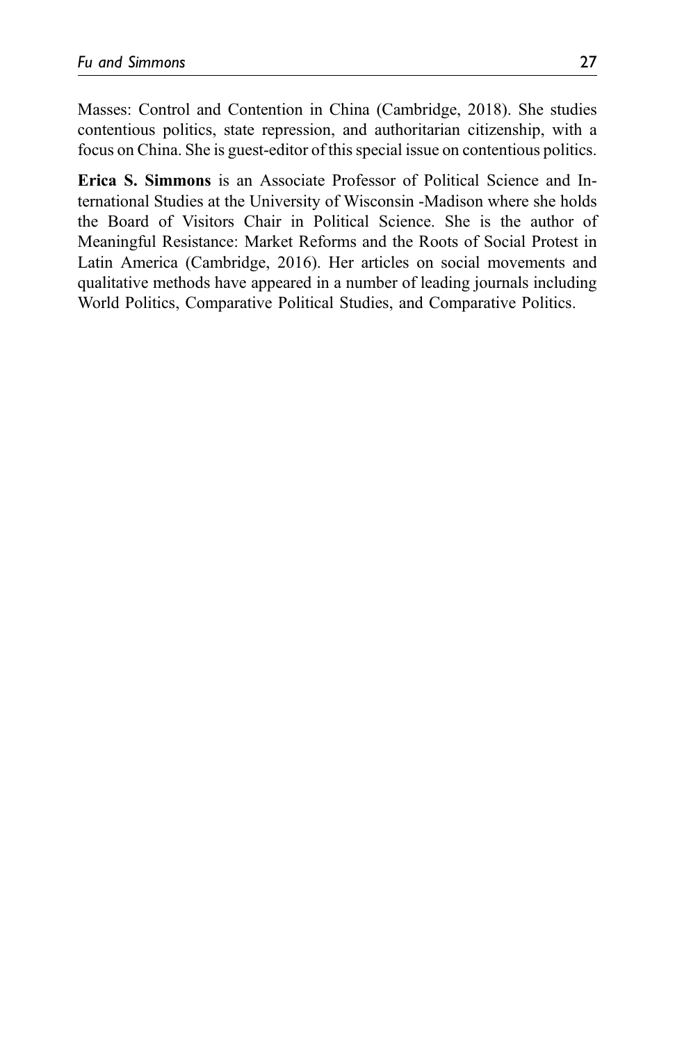Masses: Control and Contention in China (Cambridge, 2018). She studies contentious politics, state repression, and authoritarian citizenship, with a focus on China. She is guest-editor of this special issue on contentious politics.

**Erica S. Simmons** is an Associate Professor of Political Science and International Studies at the University of Wisconsin -Madison where she holds the Board of Visitors Chair in Political Science. She is the author of Meaningful Resistance: Market Reforms and the Roots of Social Protest in Latin America (Cambridge, 2016). Her articles on social movements and qualitative methods have appeared in a number of leading journals including World Politics, Comparative Political Studies, and Comparative Politics.